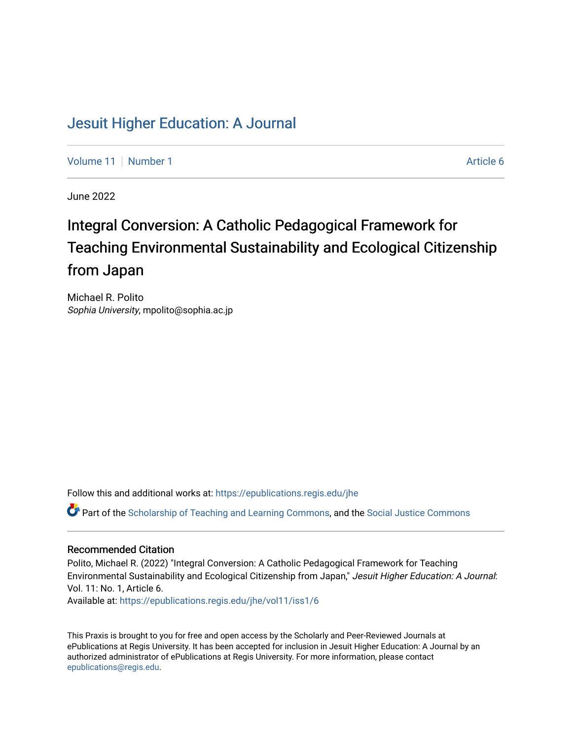# Jesuit Higher Education: A Journal

Volume 11 | Number 1 | Article 6

June 2022

## Integral Conversion: A Catholic Pedagogical Framework for Teaching Environmental Sustainability and Ecological Citizenship from Japan

Michael R. Polito
*Sophia University*, mpolito@sophia.ac.jp

Follow this and additional works at: https://epublications.regis.edu/jhe

Part of the Scholarship of Teaching and Learning Commons, and the Social Justice Commons

### Recommended Citation

Polito, Michael R. (2022) "Integral Conversion: A Catholic Pedagogical Framework for Teaching Environmental Sustainability and Ecological Citizenship from Japan," *Jesuit Higher Education: A Journal*: Vol. 11: No. 1, Article 6.
Available at: https://epublications.regis.edu/jhe/vol11/iss1/6

This Praxis is brought to you for free and open access by the Scholarly and Peer-Reviewed Journals at ePublications at Regis University. It has been accepted for inclusion in Jesuit Higher Education: A Journal by an authorized administrator of ePublications at Regis University. For more information, please contact epublications@regis.edu.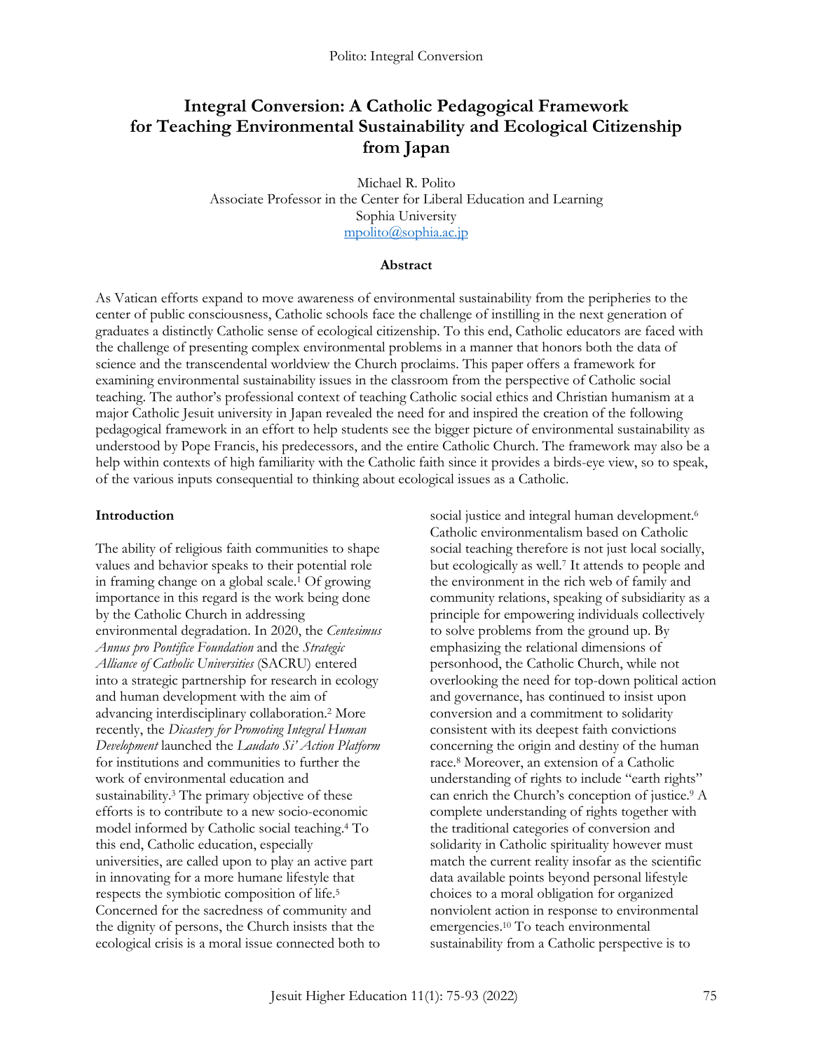# Integral Conversion: A Catholic Pedagogical Framework for Teaching Environmental Sustainability and Ecological Citizenship from Japan

Michael R. Polito
Associate Professor in the Center for Liberal Education and Learning
Sophia University
mpolito@sophia.ac.jp

### Abstract

As Vatican efforts expand to move awareness of environmental sustainability from the peripheries to the center of public consciousness, Catholic schools face the challenge of instilling in the next generation of graduates a distinctly Catholic sense of ecological citizenship. To this end, Catholic educators are faced with the challenge of presenting complex environmental problems in a manner that honors both the data of science and the transcendental worldview the Church proclaims. This paper offers a framework for examining environmental sustainability issues in the classroom from the perspective of Catholic social teaching. The author's professional context of teaching Catholic social ethics and Christian humanism at a major Catholic Jesuit university in Japan revealed the need for and inspired the creation of the following pedagogical framework in an effort to help students see the bigger picture of environmental sustainability as understood by Pope Francis, his predecessors, and the entire Catholic Church. The framework may also be a help within contexts of high familiarity with the Catholic faith since it provides a birds-eye view, so to speak, of the various inputs consequential to thinking about ecological issues as a Catholic.

### Introduction

The ability of religious faith communities to shape values and behavior speaks to their potential role in framing change on a global scale.[1] Of growing importance in this regard is the work being done by the Catholic Church in addressing environmental degradation. In 2020, the *Centesimus Annus pro Pontifice Foundation* and the *Strategic Alliance of Catholic Universities* (SACRU) entered into a strategic partnership for research in ecology and human development with the aim of advancing interdisciplinary collaboration.[2] More recently, the *Dicastery for Promoting Integral Human Development* launched the *Laudato Si' Action Platform* for institutions and communities to further the work of environmental education and sustainability.[3] The primary objective of these efforts is to contribute to a new socio-economic model informed by Catholic social teaching.[4] To this end, Catholic education, especially universities, are called upon to play an active part in innovating for a more humane lifestyle that respects the symbiotic composition of life.[5] Concerned for the sacredness of community and the dignity of persons, the Church insists that the ecological crisis is a moral issue connected both to social justice and integral human development.[6] Catholic environmentalism based on Catholic social teaching therefore is not just local socially, but ecologically as well.[7] It attends to people and the environment in the rich web of family and community relations, speaking of subsidiarity as a principle for empowering individuals collectively to solve problems from the ground up. By emphasizing the relational dimensions of personhood, the Catholic Church, while not overlooking the need for top-down political action and governance, has continued to insist upon conversion and a commitment to solidarity consistent with its deepest faith convictions concerning the origin and destiny of the human race.[8] Moreover, an extension of a Catholic understanding of rights to include "earth rights" can enrich the Church's conception of justice.[9] A complete understanding of rights together with the traditional categories of conversion and solidarity in Catholic spirituality however must match the current reality insofar as the scientific data available points beyond personal lifestyle choices to a moral obligation for organized nonviolent action in response to environmental emergencies.[10] To teach environmental sustainability from a Catholic perspective is to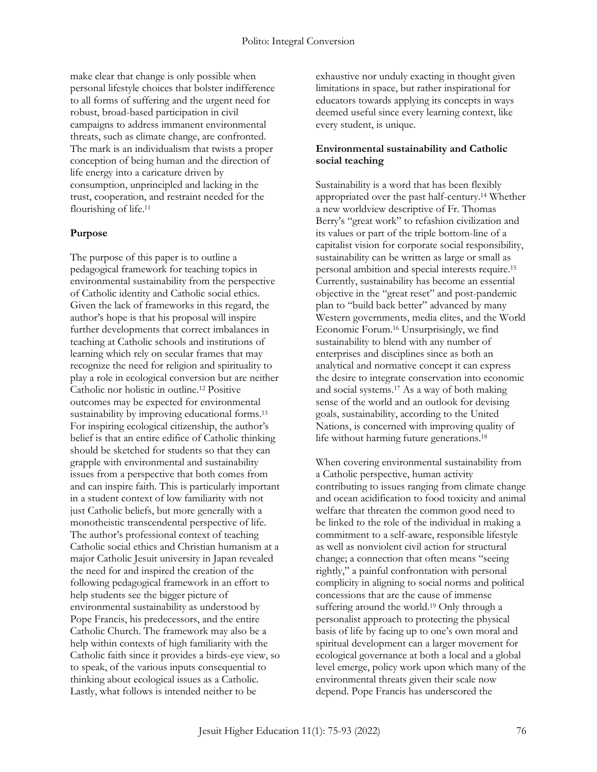make clear that change is only possible when personal lifestyle choices that bolster indifference to all forms of suffering and the urgent need for robust, broad-based participation in civil campaigns to address immanent environmental threats, such as climate change, are confronted. The mark is an individualism that twists a proper conception of being human and the direction of life energy into a caricature driven by consumption, unprincipled and lacking in the trust, cooperation, and restraint needed for the flourishing of life.[11]

## Purpose

The purpose of this paper is to outline a pedagogical framework for teaching topics in environmental sustainability from the perspective of Catholic identity and Catholic social ethics. Given the lack of frameworks in this regard, the author's hope is that his proposal will inspire further developments that correct imbalances in teaching at Catholic schools and institutions of learning which rely on secular frames that may recognize the need for religion and spirituality to play a role in ecological conversion but are neither Catholic nor holistic in outline.[12] Positive outcomes may be expected for environmental sustainability by improving educational forms.[13] For inspiring ecological citizenship, the author's belief is that an entire edifice of Catholic thinking should be sketched for students so that they can grapple with environmental and sustainability issues from a perspective that both comes from and can inspire faith. This is particularly important in a student context of low familiarity with not just Catholic beliefs, but more generally with a monotheistic transcendental perspective of life. The author's professional context of teaching Catholic social ethics and Christian humanism at a major Catholic Jesuit university in Japan revealed the need for and inspired the creation of the following pedagogical framework in an effort to help students see the bigger picture of environmental sustainability as understood by Pope Francis, his predecessors, and the entire Catholic Church. The framework may also be a help within contexts of high familiarity with the Catholic faith since it provides a birds-eye view, so to speak, of the various inputs consequential to thinking about ecological issues as a Catholic. Lastly, what follows is intended neither to be exhaustive nor unduly exacting in thought given limitations in space, but rather inspirational for educators towards applying its concepts in ways deemed useful since every learning context, like every student, is unique.

## Environmental sustainability and Catholic social teaching

Sustainability is a word that has been flexibly appropriated over the past half-century.[14] Whether a new worldview descriptive of Fr. Thomas Berry's "great work" to refashion civilization and its values or part of the triple bottom-line of a capitalist vision for corporate social responsibility, sustainability can be written as large or small as personal ambition and special interests require.[15] Currently, sustainability has become an essential objective in the "great reset" and post-pandemic plan to "build back better" advanced by many Western governments, media elites, and the World Economic Forum.[16] Unsurprisingly, we find sustainability to blend with any number of enterprises and disciplines since as both an analytical and normative concept it can express the desire to integrate conservation into economic and social systems.[17] As a way of both making sense of the world and an outlook for devising goals, sustainability, according to the United Nations, is concerned with improving quality of life without harming future generations.[18]

When covering environmental sustainability from a Catholic perspective, human activity contributing to issues ranging from climate change and ocean acidification to food toxicity and animal welfare that threaten the common good need to be linked to the role of the individual in making a commitment to a self-aware, responsible lifestyle as well as nonviolent civil action for structural change; a connection that often means "seeing rightly," a painful confrontation with personal complicity in aligning to social norms and political concessions that are the cause of immense suffering around the world.[19] Only through a personalist approach to protecting the physical basis of life by facing up to one's own moral and spiritual development can a larger movement for ecological governance at both a local and a global level emerge, policy work upon which many of the environmental threats given their scale now depend. Pope Francis has underscored the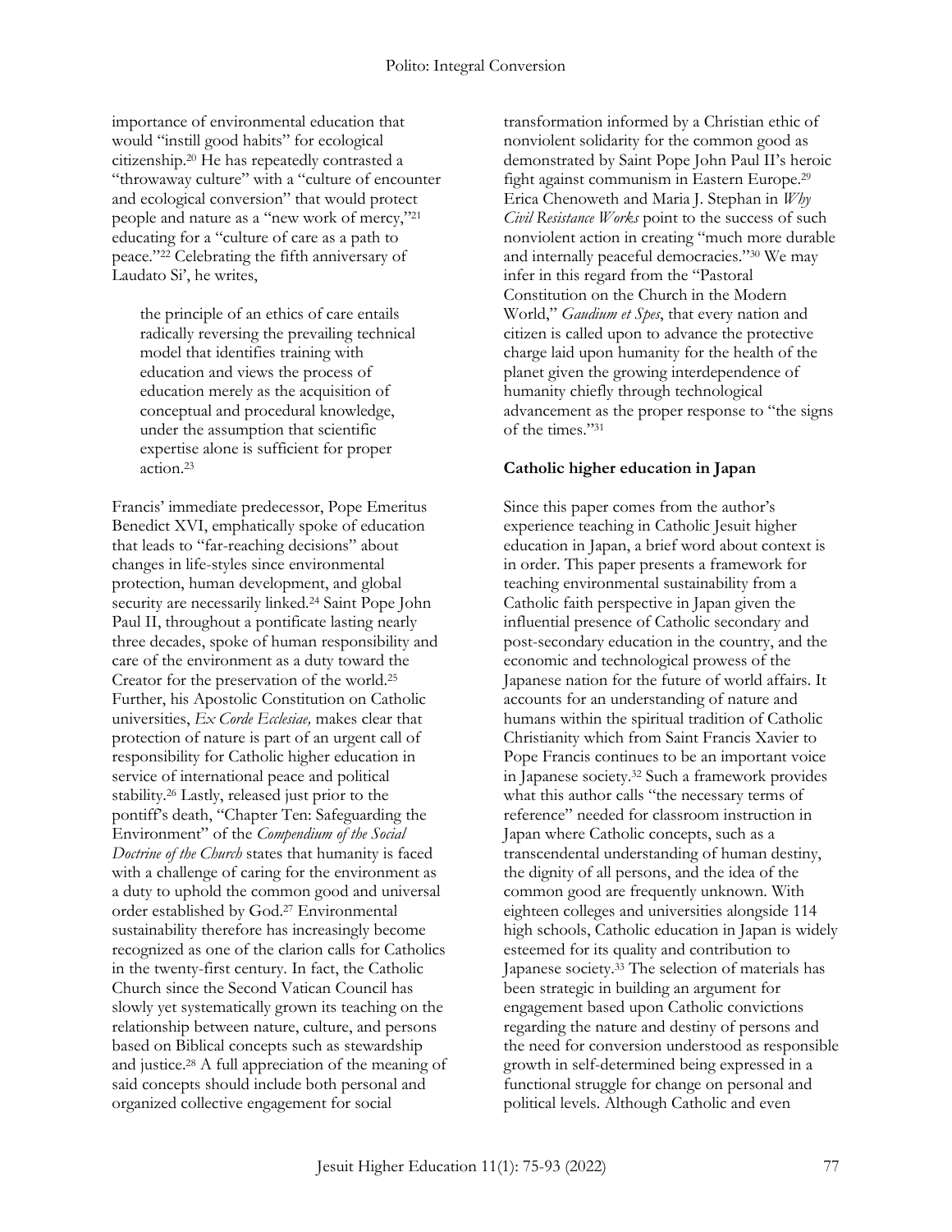importance of environmental education that would "instill good habits" for ecological citizenship.[20] He has repeatedly contrasted a "throwaway culture" with a "culture of encounter and ecological conversion" that would protect people and nature as a "new work of mercy,"[21] educating for a "culture of care as a path to peace."[22] Celebrating the fifth anniversary of Laudato Si', he writes,

> the principle of an ethics of care entails radically reversing the prevailing technical model that identifies training with education and views the process of education merely as the acquisition of conceptual and procedural knowledge, under the assumption that scientific expertise alone is sufficient for proper action.[23]

Francis' immediate predecessor, Pope Emeritus Benedict XVI, emphatically spoke of education that leads to "far-reaching decisions" about changes in life-styles since environmental protection, human development, and global security are necessarily linked.[24] Saint Pope John Paul II, throughout a pontificate lasting nearly three decades, spoke of human responsibility and care of the environment as a duty toward the Creator for the preservation of the world.[25] Further, his Apostolic Constitution on Catholic universities, *Ex Corde Ecclesiae,* makes clear that protection of nature is part of an urgent call of responsibility for Catholic higher education in service of international peace and political stability.[26] Lastly, released just prior to the pontiff's death, "Chapter Ten: Safeguarding the Environment" of the *Compendium of the Social Doctrine of the Church* states that humanity is faced with a challenge of caring for the environment as a duty to uphold the common good and universal order established by God.[27] Environmental sustainability therefore has increasingly become recognized as one of the clarion calls for Catholics in the twenty-first century. In fact, the Catholic Church since the Second Vatican Council has slowly yet systematically grown its teaching on the relationship between nature, culture, and persons based on Biblical concepts such as stewardship and justice.[28] A full appreciation of the meaning of said concepts should include both personal and organized collective engagement for social transformation informed by a Christian ethic of nonviolent solidarity for the common good as demonstrated by Saint Pope John Paul II's heroic fight against communism in Eastern Europe.[29] Erica Chenoweth and Maria J. Stephan in *Why Civil Resistance Works* point to the success of such nonviolent action in creating "much more durable and internally peaceful democracies."[30] We may infer in this regard from the "Pastoral Constitution on the Church in the Modern World," *Gaudium et Spes*, that every nation and citizen is called upon to advance the protective charge laid upon humanity for the health of the planet given the growing interdependence of humanity chiefly through technological advancement as the proper response to "the signs of the times."[31]

## Catholic higher education in Japan

Since this paper comes from the author's experience teaching in Catholic Jesuit higher education in Japan, a brief word about context is in order. This paper presents a framework for teaching environmental sustainability from a Catholic faith perspective in Japan given the influential presence of Catholic secondary and post-secondary education in the country, and the economic and technological prowess of the Japanese nation for the future of world affairs. It accounts for an understanding of nature and humans within the spiritual tradition of Catholic Christianity which from Saint Francis Xavier to Pope Francis continues to be an important voice in Japanese society.[32] Such a framework provides what this author calls "the necessary terms of reference" needed for classroom instruction in Japan where Catholic concepts, such as a transcendental understanding of human destiny, the dignity of all persons, and the idea of the common good are frequently unknown. With eighteen colleges and universities alongside 114 high schools, Catholic education in Japan is widely esteemed for its quality and contribution to Japanese society.[33] The selection of materials has been strategic in building an argument for engagement based upon Catholic convictions regarding the nature and destiny of persons and the need for conversion understood as responsible growth in self-determined being expressed in a functional struggle for change on personal and political levels. Although Catholic and even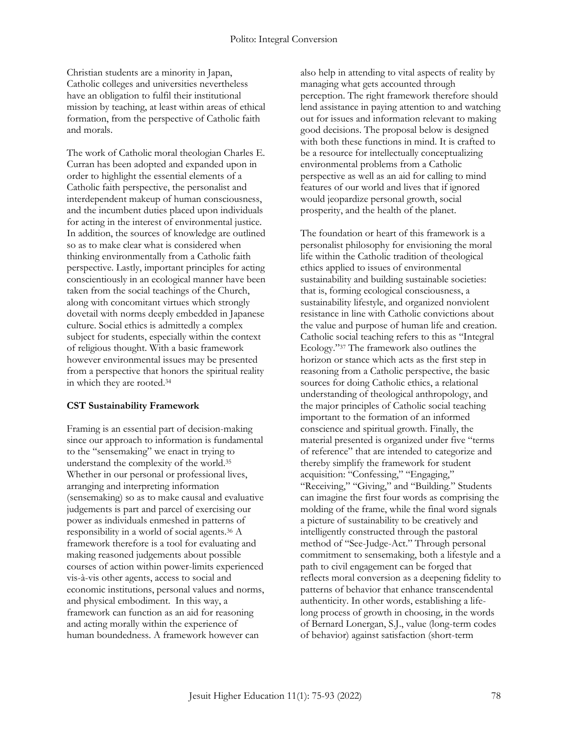Christian students are a minority in Japan, Catholic colleges and universities nevertheless have an obligation to fulfil their institutional mission by teaching, at least within areas of ethical formation, from the perspective of Catholic faith and morals.

The work of Catholic moral theologian Charles E. Curran has been adopted and expanded upon in order to highlight the essential elements of a Catholic faith perspective, the personalist and interdependent makeup of human consciousness, and the incumbent duties placed upon individuals for acting in the interest of environmental justice. In addition, the sources of knowledge are outlined so as to make clear what is considered when thinking environmentally from a Catholic faith perspective. Lastly, important principles for acting conscientiously in an ecological manner have been taken from the social teachings of the Church, along with concomitant virtues which strongly dovetail with norms deeply embedded in Japanese culture. Social ethics is admittedly a complex subject for students, especially within the context of religious thought. With a basic framework however environmental issues may be presented from a perspective that honors the spiritual reality in which they are rooted.[34]

**CST Sustainability Framework**

Framing is an essential part of decision-making since our approach to information is fundamental to the "sensemaking" we enact in trying to understand the complexity of the world.[35] Whether in our personal or professional lives, arranging and interpreting information (sensemaking) so as to make causal and evaluative judgements is part and parcel of exercising our power as individuals enmeshed in patterns of responsibility in a world of social agents.[36] A framework therefore is a tool for evaluating and making reasoned judgements about possible courses of action within power-limits experienced vis-à-vis other agents, access to social and economic institutions, personal values and norms, and physical embodiment. In this way, a framework can function as an aid for reasoning and acting morally within the experience of human boundedness. A framework however can also help in attending to vital aspects of reality by managing what gets accounted through perception. The right framework therefore should lend assistance in paying attention to and watching out for issues and information relevant to making good decisions. The proposal below is designed with both these functions in mind. It is crafted to be a resource for intellectually conceptualizing environmental problems from a Catholic perspective as well as an aid for calling to mind features of our world and lives that if ignored would jeopardize personal growth, social prosperity, and the health of the planet.

The foundation or heart of this framework is a personalist philosophy for envisioning the moral life within the Catholic tradition of theological ethics applied to issues of environmental sustainability and building sustainable societies: that is, forming ecological consciousness, a sustainability lifestyle, and organized nonviolent resistance in line with Catholic convictions about the value and purpose of human life and creation. Catholic social teaching refers to this as "Integral Ecology."[37] The framework also outlines the horizon or stance which acts as the first step in reasoning from a Catholic perspective, the basic sources for doing Catholic ethics, a relational understanding of theological anthropology, and the major principles of Catholic social teaching important to the formation of an informed conscience and spiritual growth. Finally, the material presented is organized under five "terms of reference" that are intended to categorize and thereby simplify the framework for student acquisition: "Confessing," "Engaging," "Receiving," "Giving," and "Building." Students can imagine the first four words as comprising the molding of the frame, while the final word signals a picture of sustainability to be creatively and intelligently constructed through the pastoral method of "See-Judge-Act." Through personal commitment to sensemaking, both a lifestyle and a path to civil engagement can be forged that reflects moral conversion as a deepening fidelity to patterns of behavior that enhance transcendental authenticity. In other words, establishing a life-long process of growth in choosing, in the words of Bernard Lonergan, S.J., value (long-term codes of behavior) against satisfaction (short-term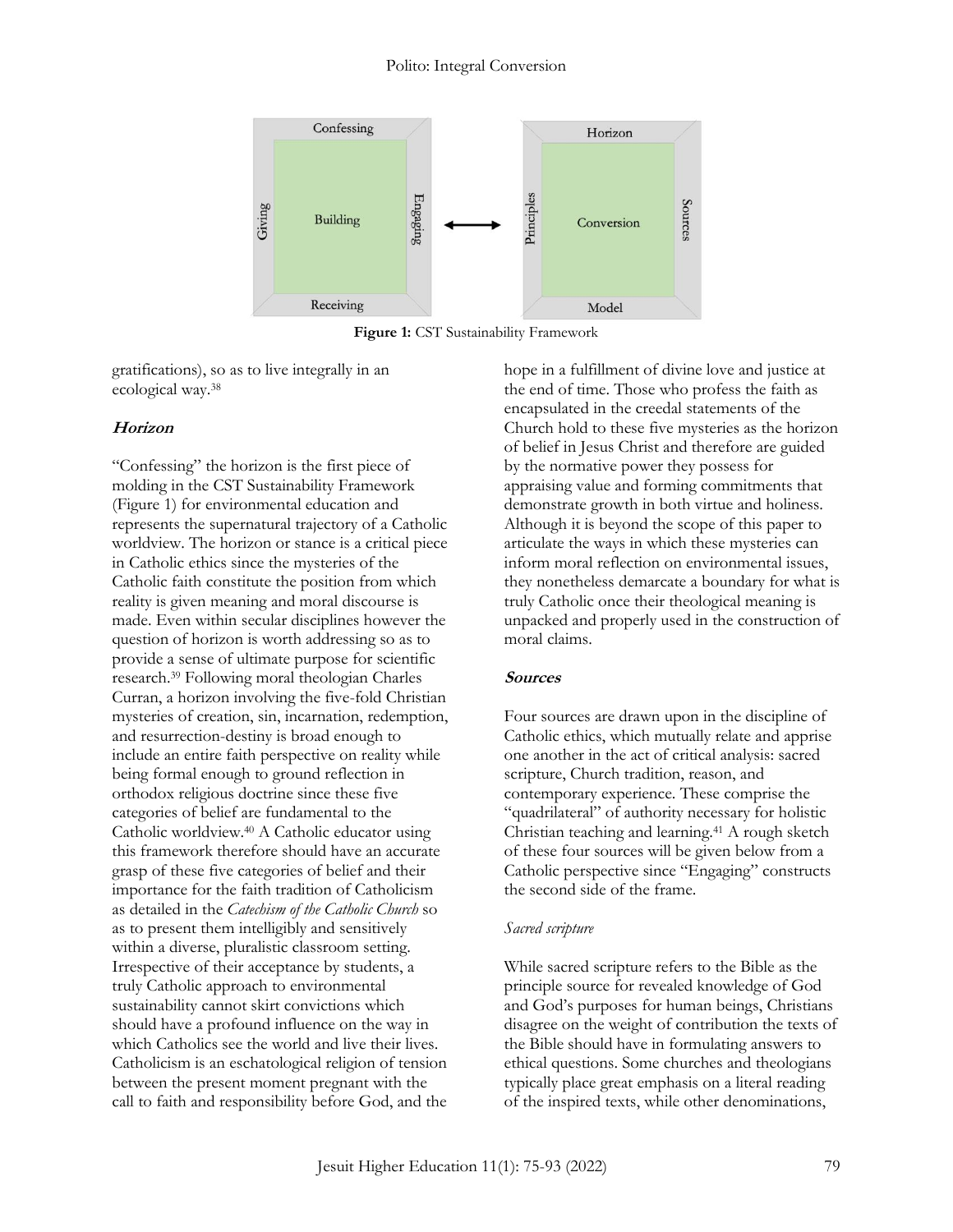Confessing

Giving | Building | Engaging

Receiving

Horizon

Principles | Conversion | Sources

Model

**Figure 1:** CST Sustainability Framework

gratifications), so as to live integrally in an ecological way.[38]

### ***Horizon***

"Confessing" the horizon is the first piece of molding in the CST Sustainability Framework (Figure 1) for environmental education and represents the supernatural trajectory of a Catholic worldview. The horizon or stance is a critical piece in Catholic ethics since the mysteries of the Catholic faith constitute the position from which reality is given meaning and moral discourse is made. Even within secular disciplines however the question of horizon is worth addressing so as to provide a sense of ultimate purpose for scientific research.[39] Following moral theologian Charles Curran, a horizon involving the five-fold Christian mysteries of creation, sin, incarnation, redemption, and resurrection-destiny is broad enough to include an entire faith perspective on reality while being formal enough to ground reflection in orthodox religious doctrine since these five categories of belief are fundamental to the Catholic worldview.[40] A Catholic educator using this framework therefore should have an accurate grasp of these five categories of belief and their importance for the faith tradition of Catholicism as detailed in the *Catechism of the Catholic Church* so as to present them intelligibly and sensitively within a diverse, pluralistic classroom setting. Irrespective of their acceptance by students, a truly Catholic approach to environmental sustainability cannot skirt convictions which should have a profound influence on the way in which Catholics see the world and live their lives. Catholicism is an eschatological religion of tension between the present moment pregnant with the call to faith and responsibility before God, and the hope in a fulfillment of divine love and justice at the end of time. Those who profess the faith as encapsulated in the creedal statements of the Church hold to these five mysteries as the horizon of belief in Jesus Christ and therefore are guided by the normative power they possess for appraising value and forming commitments that demonstrate growth in both virtue and holiness. Although it is beyond the scope of this paper to articulate the ways in which these mysteries can inform moral reflection on environmental issues, they nonetheless demarcate a boundary for what is truly Catholic once their theological meaning is unpacked and properly used in the construction of moral claims.

### ***Sources***

Four sources are drawn upon in the discipline of Catholic ethics, which mutually relate and apprise one another in the act of critical analysis: sacred scripture, Church tradition, reason, and contemporary experience. These comprise the "quadrilateral" of authority necessary for holistic Christian teaching and learning.[41] A rough sketch of these four sources will be given below from a Catholic perspective since "Engaging" constructs the second side of the frame.

#### *Sacred scripture*

While sacred scripture refers to the Bible as the principle source for revealed knowledge of God and God's purposes for human beings, Christians disagree on the weight of contribution the texts of the Bible should have in formulating answers to ethical questions. Some churches and theologians typically place great emphasis on a literal reading of the inspired texts, while other denominations,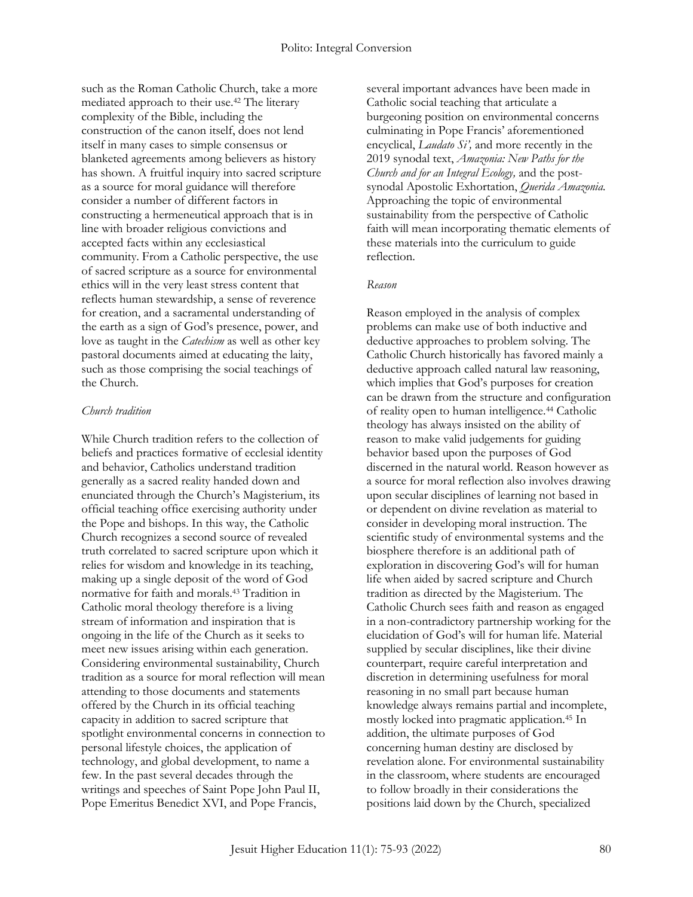such as the Roman Catholic Church, take a more mediated approach to their use.[42] The literary complexity of the Bible, including the construction of the canon itself, does not lend itself in many cases to simple consensus or blanketed agreements among believers as history has shown. A fruitful inquiry into sacred scripture as a source for moral guidance will therefore consider a number of different factors in constructing a hermeneutical approach that is in line with broader religious convictions and accepted facts within any ecclesiastical community. From a Catholic perspective, the use of sacred scripture as a source for environmental ethics will in the very least stress content that reflects human stewardship, a sense of reverence for creation, and a sacramental understanding of the earth as a sign of God's presence, power, and love as taught in the *Catechism* as well as other key pastoral documents aimed at educating the laity, such as those comprising the social teachings of the Church.

*Church tradition*

While Church tradition refers to the collection of beliefs and practices formative of ecclesial identity and behavior, Catholics understand tradition generally as a sacred reality handed down and enunciated through the Church's Magisterium, its official teaching office exercising authority under the Pope and bishops. In this way, the Catholic Church recognizes a second source of revealed truth correlated to sacred scripture upon which it relies for wisdom and knowledge in its teaching, making up a single deposit of the word of God normative for faith and morals.[43] Tradition in Catholic moral theology therefore is a living stream of information and inspiration that is ongoing in the life of the Church as it seeks to meet new issues arising within each generation. Considering environmental sustainability, Church tradition as a source for moral reflection will mean attending to those documents and statements offered by the Church in its official teaching capacity in addition to sacred scripture that spotlight environmental concerns in connection to personal lifestyle choices, the application of technology, and global development, to name a few. In the past several decades through the writings and speeches of Saint Pope John Paul II, Pope Emeritus Benedict XVI, and Pope Francis, several important advances have been made in Catholic social teaching that articulate a burgeoning position on environmental concerns culminating in Pope Francis' aforementioned encyclical, *Laudato Si',* and more recently in the 2019 synodal text, *Amazonia: New Paths for the Church and for an Integral Ecology,* and the post-synodal Apostolic Exhortation, *Querida Amazonia.* Approaching the topic of environmental sustainability from the perspective of Catholic faith will mean incorporating thematic elements of these materials into the curriculum to guide reflection.

*Reason*

Reason employed in the analysis of complex problems can make use of both inductive and deductive approaches to problem solving. The Catholic Church historically has favored mainly a deductive approach called natural law reasoning, which implies that God's purposes for creation can be drawn from the structure and configuration of reality open to human intelligence.[44] Catholic theology has always insisted on the ability of reason to make valid judgements for guiding behavior based upon the purposes of God discerned in the natural world. Reason however as a source for moral reflection also involves drawing upon secular disciplines of learning not based in or dependent on divine revelation as material to consider in developing moral instruction. The scientific study of environmental systems and the biosphere therefore is an additional path of exploration in discovering God's will for human life when aided by sacred scripture and Church tradition as directed by the Magisterium. The Catholic Church sees faith and reason as engaged in a non-contradictory partnership working for the elucidation of God's will for human life. Material supplied by secular disciplines, like their divine counterpart, require careful interpretation and discretion in determining usefulness for moral reasoning in no small part because human knowledge always remains partial and incomplete, mostly locked into pragmatic application.[45] In addition, the ultimate purposes of God concerning human destiny are disclosed by revelation alone. For environmental sustainability in the classroom, where students are encouraged to follow broadly in their considerations the positions laid down by the Church, specialized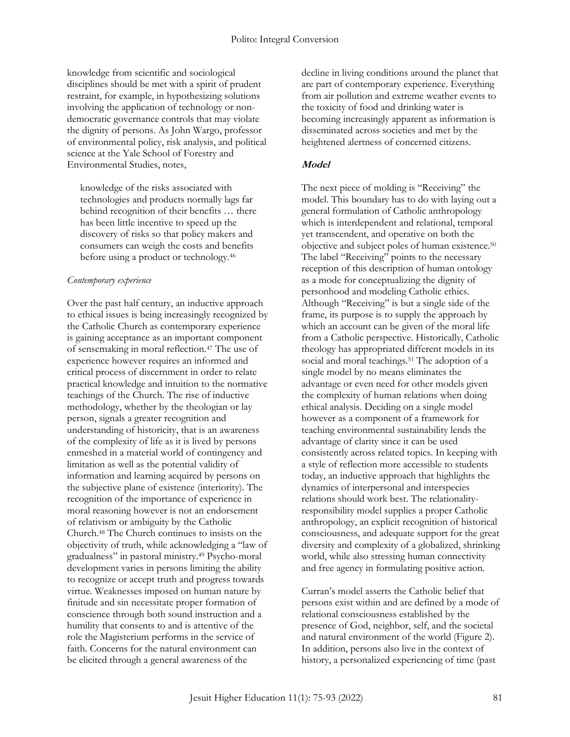knowledge from scientific and sociological disciplines should be met with a spirit of prudent restraint, for example, in hypothesizing solutions involving the application of technology or non-democratic governance controls that may violate the dignity of persons. As John Wargo, professor of environmental policy, risk analysis, and political science at the Yale School of Forestry and Environmental Studies, notes,

> knowledge of the risks associated with technologies and products normally lags far behind recognition of their benefits … there has been little incentive to speed up the discovery of risks so that policy makers and consumers can weigh the costs and benefits before using a product or technology.[46]

*Contemporary experience*

Over the past half century, an inductive approach to ethical issues is being increasingly recognized by the Catholic Church as contemporary experience is gaining acceptance as an important component of sensemaking in moral reflection.[47] The use of experience however requires an informed and critical process of discernment in order to relate practical knowledge and intuition to the normative teachings of the Church. The rise of inductive methodology, whether by the theologian or lay person, signals a greater recognition and understanding of historicity, that is an awareness of the complexity of life as it is lived by persons enmeshed in a material world of contingency and limitation as well as the potential validity of information and learning acquired by persons on the subjective plane of existence (interiority). The recognition of the importance of experience in moral reasoning however is not an endorsement of relativism or ambiguity by the Catholic Church.[48] The Church continues to insists on the objectivity of truth, while acknowledging a "law of gradualness" in pastoral ministry.[49] Psycho-moral development varies in persons limiting the ability to recognize or accept truth and progress towards virtue. Weaknesses imposed on human nature by finitude and sin necessitate proper formation of conscience through both sound instruction and a humility that consents to and is attentive of the role the Magisterium performs in the service of faith. Concerns for the natural environment can be elicited through a general awareness of the decline in living conditions around the planet that are part of contemporary experience. Everything from air pollution and extreme weather events to the toxicity of food and drinking water is becoming increasingly apparent as information is disseminated across societies and met by the heightened alertness of concerned citizens.

### Model

The next piece of molding is "Receiving" the model. This boundary has to do with laying out a general formulation of Catholic anthropology which is interdependent and relational, temporal yet transcendent, and operative on both the objective and subject poles of human existence.[50] The label "Receiving" points to the necessary reception of this description of human ontology as a mode for conceptualizing the dignity of personhood and modeling Catholic ethics. Although "Receiving" is but a single side of the frame, its purpose is to supply the approach by which an account can be given of the moral life from a Catholic perspective. Historically, Catholic theology has appropriated different models in its social and moral teachings.[51] The adoption of a single model by no means eliminates the advantage or even need for other models given the complexity of human relations when doing ethical analysis. Deciding on a single model however as a component of a framework for teaching environmental sustainability lends the advantage of clarity since it can be used consistently across related topics. In keeping with a style of reflection more accessible to students today, an inductive approach that highlights the dynamics of interpersonal and interspecies relations should work best. The relationality-responsibility model supplies a proper Catholic anthropology, an explicit recognition of historical consciousness, and adequate support for the great diversity and complexity of a globalized, shrinking world, while also stressing human connectivity and free agency in formulating positive action.

Curran's model asserts the Catholic belief that persons exist within and are defined by a mode of relational consciousness established by the presence of God, neighbor, self, and the societal and natural environment of the world (Figure 2). In addition, persons also live in the context of history, a personalized experiencing of time (past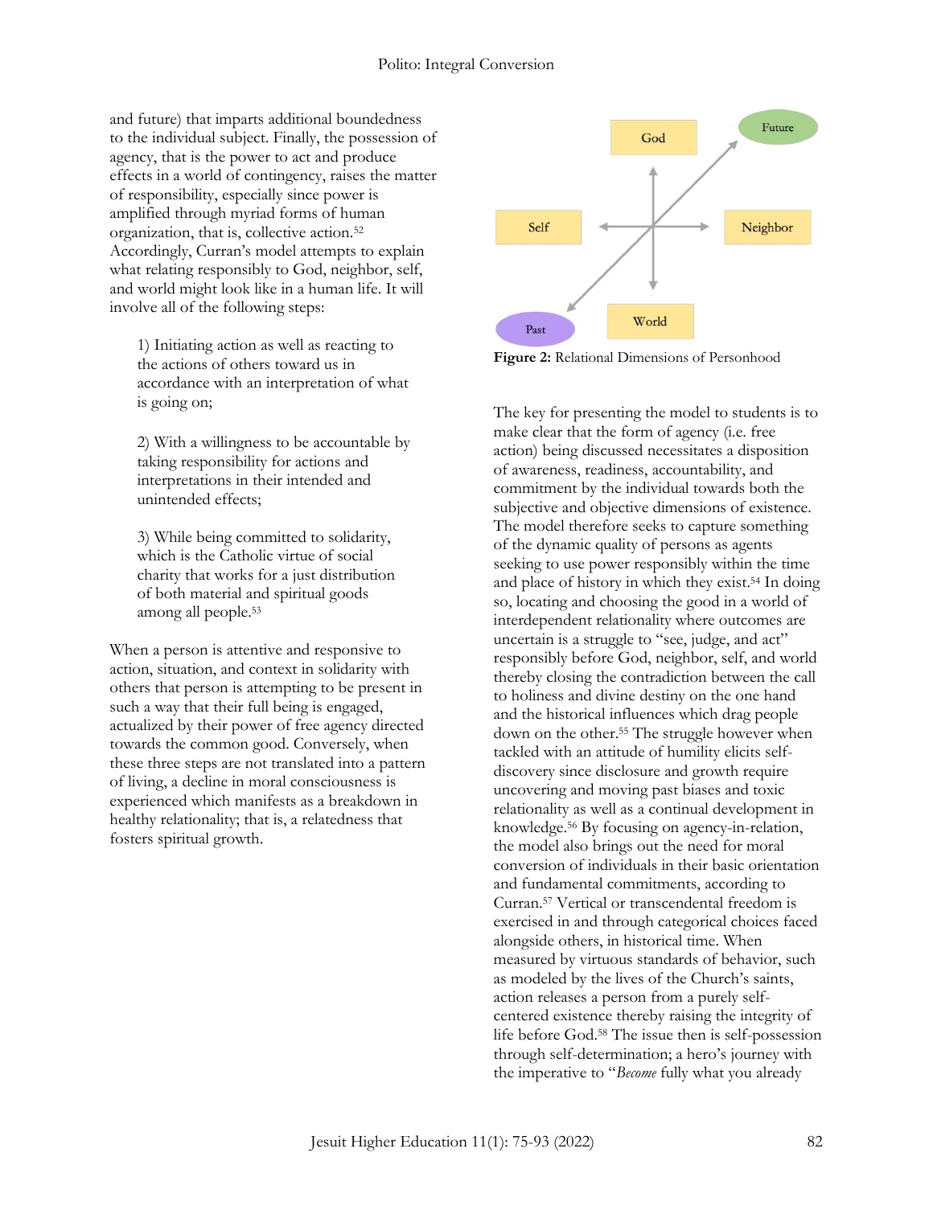and future) that imparts additional boundedness to the individual subject. Finally, the possession of agency, that is the power to act and produce effects in a world of contingency, raises the matter of responsibility, especially since power is amplified through myriad forms of human organization, that is, collective action.[52] Accordingly, Curran's model attempts to explain what relating responsibly to God, neighbor, self, and world might look like in a human life. It will involve all of the following steps:

> 1) Initiating action as well as reacting to the actions of others toward us in accordance with an interpretation of what is going on;
>
> 2) With a willingness to be accountable by taking responsibility for actions and interpretations in their intended and unintended effects;
>
> 3) While being committed to solidarity, which is the Catholic virtue of social charity that works for a just distribution of both material and spiritual goods among all people.[53]

When a person is attentive and responsive to action, situation, and context in solidarity with others that person is attempting to be present in such a way that their full being is engaged, actualized by their power of free agency directed towards the common good. Conversely, when these three steps are not translated into a pattern of living, a decline in moral consciousness is experienced which manifests as a breakdown in healthy relationality; that is, a relatedness that fosters spiritual growth.

God, Future, Self, Neighbor, Past, World

**Figure 2:** Relational Dimensions of Personhood

The key for presenting the model to students is to make clear that the form of agency (i.e. free action) being discussed necessitates a disposition of awareness, readiness, accountability, and commitment by the individual towards both the subjective and objective dimensions of existence. The model therefore seeks to capture something of the dynamic quality of persons as agents seeking to use power responsibly within the time and place of history in which they exist.[54] In doing so, locating and choosing the good in a world of interdependent relationality where outcomes are uncertain is a struggle to "see, judge, and act" responsibly before God, neighbor, self, and world thereby closing the contradiction between the call to holiness and divine destiny on the one hand and the historical influences which drag people down on the other.[55] The struggle however when tackled with an attitude of humility elicits self-discovery since disclosure and growth require uncovering and moving past biases and toxic relationality as well as a continual development in knowledge.[56] By focusing on agency-in-relation, the model also brings out the need for moral conversion of individuals in their basic orientation and fundamental commitments, according to Curran.[57] Vertical or transcendental freedom is exercised in and through categorical choices faced alongside others, in historical time. When measured by virtuous standards of behavior, such as modeled by the lives of the Church's saints, action releases a person from a purely self-centered existence thereby raising the integrity of life before God.[58] The issue then is self-possession through self-determination; a hero's journey with the imperative to "*Become* fully what you already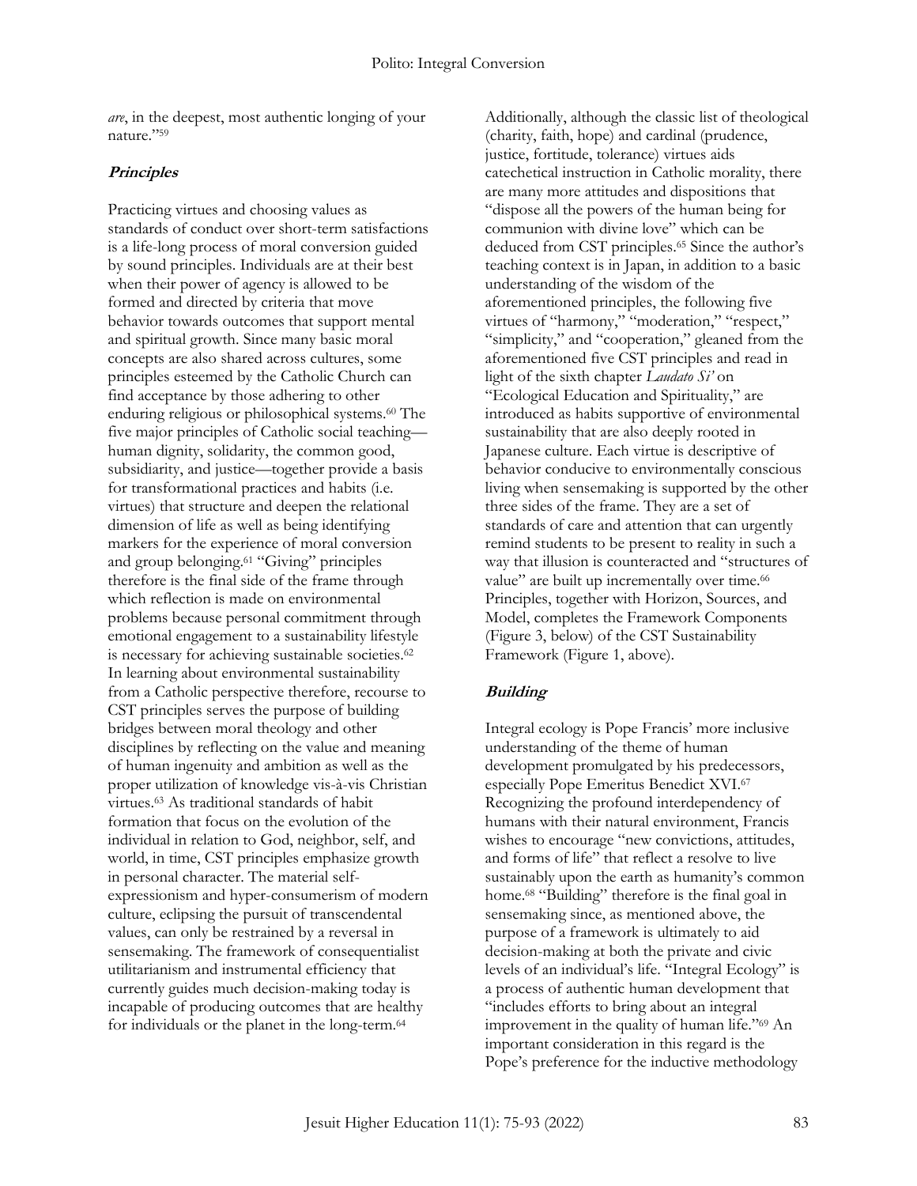*are*, in the deepest, most authentic longing of your nature."[59]

### Principles

Practicing virtues and choosing values as standards of conduct over short-term satisfactions is a life-long process of moral conversion guided by sound principles. Individuals are at their best when their power of agency is allowed to be formed and directed by criteria that move behavior towards outcomes that support mental and spiritual growth. Since many basic moral concepts are also shared across cultures, some principles esteemed by the Catholic Church can find acceptance by those adhering to other enduring religious or philosophical systems.[60] The five major principles of Catholic social teaching—human dignity, solidarity, the common good, subsidiarity, and justice—together provide a basis for transformational practices and habits (i.e. virtues) that structure and deepen the relational dimension of life as well as being identifying markers for the experience of moral conversion and group belonging.[61] "Giving" principles therefore is the final side of the frame through which reflection is made on environmental problems because personal commitment through emotional engagement to a sustainability lifestyle is necessary for achieving sustainable societies.[62] In learning about environmental sustainability from a Catholic perspective therefore, recourse to CST principles serves the purpose of building bridges between moral theology and other disciplines by reflecting on the value and meaning of human ingenuity and ambition as well as the proper utilization of knowledge vis-à-vis Christian virtues.[63] As traditional standards of habit formation that focus on the evolution of the individual in relation to God, neighbor, self, and world, in time, CST principles emphasize growth in personal character. The material self-expressionism and hyper-consumerism of modern culture, eclipsing the pursuit of transcendental values, can only be restrained by a reversal in sensemaking. The framework of consequentialist utilitarianism and instrumental efficiency that currently guides much decision-making today is incapable of producing outcomes that are healthy for individuals or the planet in the long-term.[64]

Additionally, although the classic list of theological (charity, faith, hope) and cardinal (prudence, justice, fortitude, tolerance) virtues aids catechetical instruction in Catholic morality, there are many more attitudes and dispositions that "dispose all the powers of the human being for communion with divine love" which can be deduced from CST principles.[65] Since the author's teaching context is in Japan, in addition to a basic understanding of the wisdom of the aforementioned principles, the following five virtues of "harmony," "moderation," "respect," "simplicity," and "cooperation," gleaned from the aforementioned five CST principles and read in light of the sixth chapter *Laudato Si'* on "Ecological Education and Spirituality," are introduced as habits supportive of environmental sustainability that are also deeply rooted in Japanese culture. Each virtue is descriptive of behavior conducive to environmentally conscious living when sensemaking is supported by the other three sides of the frame. They are a set of standards of care and attention that can urgently remind students to be present to reality in such a way that illusion is counteracted and "structures of value" are built up incrementally over time.[66] Principles, together with Horizon, Sources, and Model, completes the Framework Components (Figure 3, below) of the CST Sustainability Framework (Figure 1, above).

### Building

Integral ecology is Pope Francis' more inclusive understanding of the theme of human development promulgated by his predecessors, especially Pope Emeritus Benedict XVI.[67] Recognizing the profound interdependency of humans with their natural environment, Francis wishes to encourage "new convictions, attitudes, and forms of life" that reflect a resolve to live sustainably upon the earth as humanity's common home.[68] "Building" therefore is the final goal in sensemaking since, as mentioned above, the purpose of a framework is ultimately to aid decision-making at both the private and civic levels of an individual's life. "Integral Ecology" is a process of authentic human development that "includes efforts to bring about an integral improvement in the quality of human life."[69] An important consideration in this regard is the Pope's preference for the inductive methodology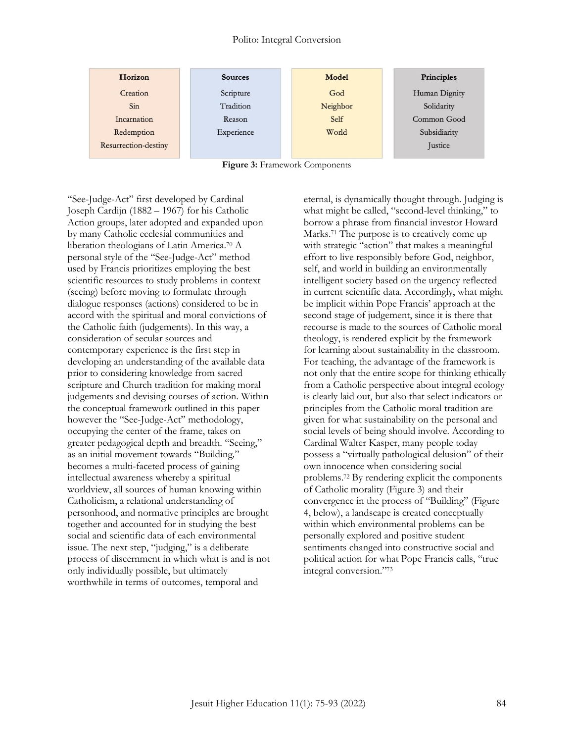| Horizon | Sources | Model | Principles |
|---|---|---|---|
| Creation | Scripture | God | Human Dignity |
| Sin | Tradition | Neighbor | Solidarity |
| Incarnation | Reason | Self | Common Good |
| Redemption | Experience | World | Subsidiarity |
| Resurrection-destiny | | | Justice |

**Figure 3:** Framework Components

"See-Judge-Act" first developed by Cardinal Joseph Cardijn (1882 – 1967) for his Catholic Action groups, later adopted and expanded upon by many Catholic ecclesial communities and liberation theologians of Latin America.[70] A personal style of the "See-Judge-Act" method used by Francis prioritizes employing the best scientific resources to study problems in context (seeing) before moving to formulate through dialogue responses (actions) considered to be in accord with the spiritual and moral convictions of the Catholic faith (judgements). In this way, a consideration of secular sources and contemporary experience is the first step in developing an understanding of the available data prior to considering knowledge from sacred scripture and Church tradition for making moral judgements and devising courses of action. Within the conceptual framework outlined in this paper however the "See-Judge-Act" methodology, occupying the center of the frame, takes on greater pedagogical depth and breadth. "Seeing," as an initial movement towards "Building," becomes a multi-faceted process of gaining intellectual awareness whereby a spiritual worldview, all sources of human knowing within Catholicism, a relational understanding of personhood, and normative principles are brought together and accounted for in studying the best social and scientific data of each environmental issue. The next step, "judging," is a deliberate process of discernment in which what is and is not only individually possible, but ultimately worthwhile in terms of outcomes, temporal and eternal, is dynamically thought through. Judging is what might be called, "second-level thinking," to borrow a phrase from financial investor Howard Marks.[71] The purpose is to creatively come up with strategic "action" that makes a meaningful effort to live responsibly before God, neighbor, self, and world in building an environmentally intelligent society based on the urgency reflected in current scientific data. Accordingly, what might be implicit within Pope Francis' approach at the second stage of judgement, since it is there that recourse is made to the sources of Catholic moral theology, is rendered explicit by the framework for learning about sustainability in the classroom. For teaching, the advantage of the framework is not only that the entire scope for thinking ethically from a Catholic perspective about integral ecology is clearly laid out, but also that select indicators or principles from the Catholic moral tradition are given for what sustainability on the personal and social levels of being should involve. According to Cardinal Walter Kasper, many people today possess a "virtually pathological delusion" of their own innocence when considering social problems.[72] By rendering explicit the components of Catholic morality (Figure 3) and their convergence in the process of "Building" (Figure 4, below), a landscape is created conceptually within which environmental problems can be personally explored and positive student sentiments changed into constructive social and political action for what Pope Francis calls, "true integral conversion."[73]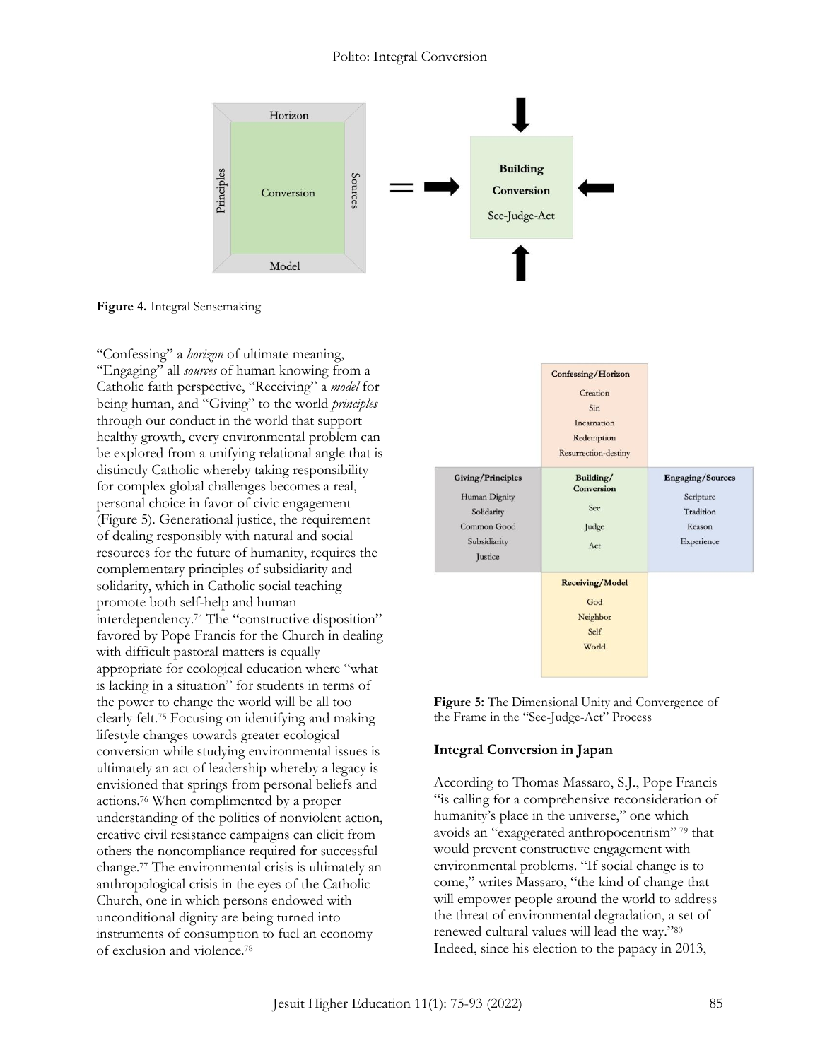**Figure 4.** Integral Sensemaking

| | Confessing/Horizon | |
|---|---|---|
| | Creation<br>Sin<br>Incarnation<br>Redemption<br>Resurrection-destiny | |
| **Giving/Principles** | **Building/ Conversion** | **Engaging/Sources** |
| Human Dignity<br>Solidarity<br>Common Good<br>Subsidiarity<br>Justice | See<br>Judge<br>Act | Scripture<br>Tradition<br>Reason<br>Experience |
| | **Receiving/Model** | |
| | God<br>Neighbor<br>Self<br>World | |

**Figure 5:** The Dimensional Unity and Convergence of the Frame in the "See-Judge-Act" Process

"Confessing" a *horizon* of ultimate meaning, "Engaging" all *sources* of human knowing from a Catholic faith perspective, "Receiving" a *model* for being human, and "Giving" to the world *principles* through our conduct in the world that support healthy growth, every environmental problem can be explored from a unifying relational angle that is distinctly Catholic whereby taking responsibility for complex global challenges becomes a real, personal choice in favor of civic engagement (Figure 5). Generational justice, the requirement of dealing responsibly with natural and social resources for the future of humanity, requires the complementary principles of subsidiarity and solidarity, which in Catholic social teaching promote both self-help and human interdependency.[74] The "constructive disposition" favored by Pope Francis for the Church in dealing with difficult pastoral matters is equally appropriate for ecological education where "what is lacking in a situation" for students in terms of the power to change the world will be all too clearly felt.[75] Focusing on identifying and making lifestyle changes towards greater ecological conversion while studying environmental issues is ultimately an act of leadership whereby a legacy is envisioned that springs from personal beliefs and actions.[76] When complimented by a proper understanding of the politics of nonviolent action, creative civil resistance campaigns can elicit from others the noncompliance required for successful change.[77] The environmental crisis is ultimately an anthropological crisis in the eyes of the Catholic Church, one in which persons endowed with unconditional dignity are being turned into instruments of consumption to fuel an economy of exclusion and violence.[78]

## Integral Conversion in Japan

According to Thomas Massaro, S.J., Pope Francis "is calling for a comprehensive reconsideration of humanity's place in the universe," one which avoids an "exaggerated anthropocentrism"[79] that would prevent constructive engagement with environmental problems. "If social change is to come," writes Massaro, "the kind of change that will empower people around the world to address the threat of environmental degradation, a set of renewed cultural values will lead the way."[80] Indeed, since his election to the papacy in 2013,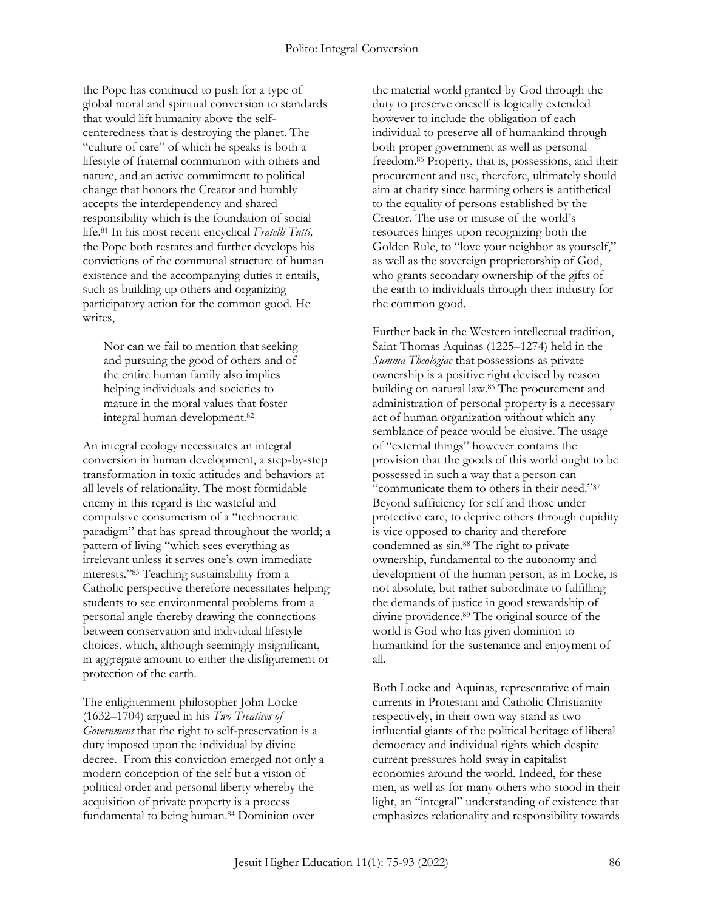the Pope has continued to push for a type of global moral and spiritual conversion to standards that would lift humanity above the self-centeredness that is destroying the planet. The "culture of care" of which he speaks is both a lifestyle of fraternal communion with others and nature, and an active commitment to political change that honors the Creator and humbly accepts the interdependency and shared responsibility which is the foundation of social life.[81] In his most recent encyclical *Fratelli Tutti,* the Pope both restates and further develops his convictions of the communal structure of human existence and the accompanying duties it entails, such as building up others and organizing participatory action for the common good. He writes,

> Nor can we fail to mention that seeking and pursuing the good of others and of the entire human family also implies helping individuals and societies to mature in the moral values that foster integral human development.[82]

An integral ecology necessitates an integral conversion in human development, a step-by-step transformation in toxic attitudes and behaviors at all levels of relationality. The most formidable enemy in this regard is the wasteful and compulsive consumerism of a "technocratic paradigm" that has spread throughout the world; a pattern of living "which sees everything as irrelevant unless it serves one's own immediate interests."[83] Teaching sustainability from a Catholic perspective therefore necessitates helping students to see environmental problems from a personal angle thereby drawing the connections between conservation and individual lifestyle choices, which, although seemingly insignificant, in aggregate amount to either the disfigurement or protection of the earth.

The enlightenment philosopher John Locke (1632–1704) argued in his *Two Treatises of Government* that the right to self-preservation is a duty imposed upon the individual by divine decree. From this conviction emerged not only a modern conception of the self but a vision of political order and personal liberty whereby the acquisition of private property is a process fundamental to being human.[84] Dominion over the material world granted by God through the duty to preserve oneself is logically extended however to include the obligation of each individual to preserve all of humankind through both proper government as well as personal freedom.[85] Property, that is, possessions, and their procurement and use, therefore, ultimately should aim at charity since harming others is antithetical to the equality of persons established by the Creator. The use or misuse of the world's resources hinges upon recognizing both the Golden Rule, to "love your neighbor as yourself," as well as the sovereign proprietorship of God, who grants secondary ownership of the gifts of the earth to individuals through their industry for the common good.

Further back in the Western intellectual tradition, Saint Thomas Aquinas (1225–1274) held in the *Summa Theologiae* that possessions as private ownership is a positive right devised by reason building on natural law.[86] The procurement and administration of personal property is a necessary act of human organization without which any semblance of peace would be elusive. The usage of "external things" however contains the provision that the goods of this world ought to be possessed in such a way that a person can "communicate them to others in their need."[87] Beyond sufficiency for self and those under protective care, to deprive others through cupidity is vice opposed to charity and therefore condemned as sin.[88] The right to private ownership, fundamental to the autonomy and development of the human person, as in Locke, is not absolute, but rather subordinate to fulfilling the demands of justice in good stewardship of divine providence.[89] The original source of the world is God who has given dominion to humankind for the sustenance and enjoyment of all.

Both Locke and Aquinas, representative of main currents in Protestant and Catholic Christianity respectively, in their own way stand as two influential giants of the political heritage of liberal democracy and individual rights which despite current pressures hold sway in capitalist economies around the world. Indeed, for these men, as well as for many others who stood in their light, an "integral" understanding of existence that emphasizes relationality and responsibility towards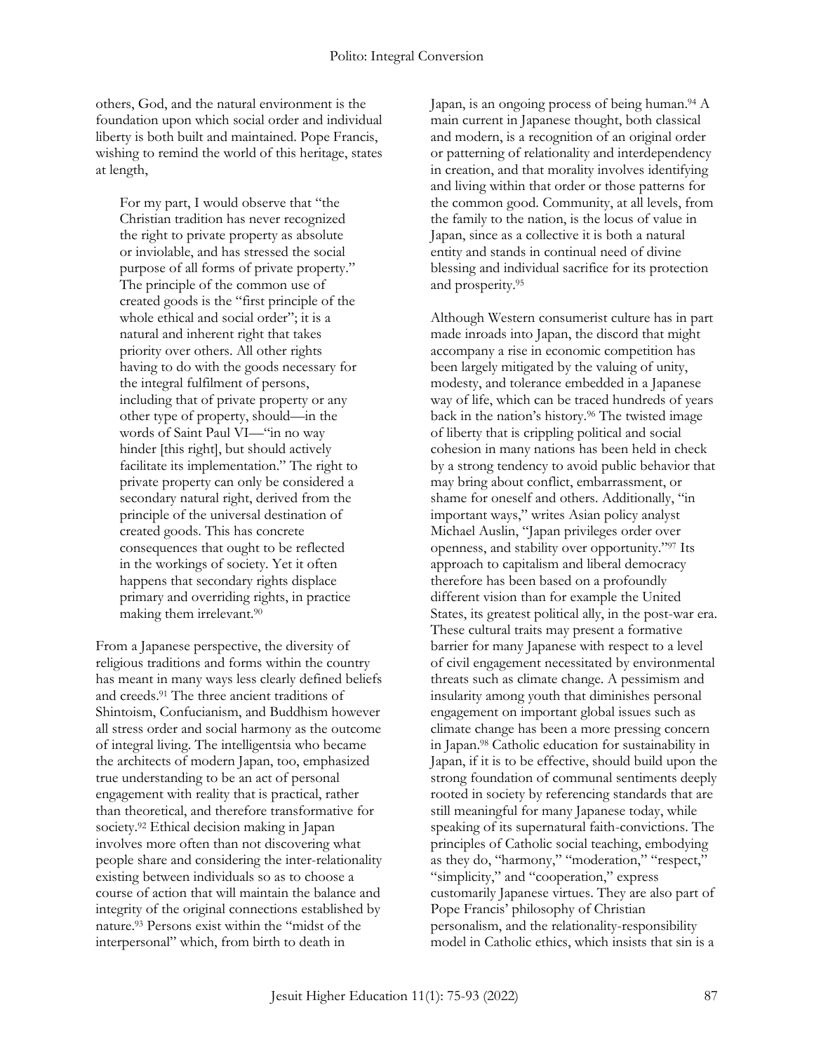others, God, and the natural environment is the foundation upon which social order and individual liberty is both built and maintained. Pope Francis, wishing to remind the world of this heritage, states at length,

> For my part, I would observe that "the Christian tradition has never recognized the right to private property as absolute or inviolable, and has stressed the social purpose of all forms of private property." The principle of the common use of created goods is the "first principle of the whole ethical and social order"; it is a natural and inherent right that takes priority over others. All other rights having to do with the goods necessary for the integral fulfilment of persons, including that of private property or any other type of property, should—in the words of Saint Paul VI—"in no way hinder [this right], but should actively facilitate its implementation." The right to private property can only be considered a secondary natural right, derived from the principle of the universal destination of created goods. This has concrete consequences that ought to be reflected in the workings of society. Yet it often happens that secondary rights displace primary and overriding rights, in practice making them irrelevant.[90]

From a Japanese perspective, the diversity of religious traditions and forms within the country has meant in many ways less clearly defined beliefs and creeds.[91] The three ancient traditions of Shintoism, Confucianism, and Buddhism however all stress order and social harmony as the outcome of integral living. The intelligentsia who became the architects of modern Japan, too, emphasized true understanding to be an act of personal engagement with reality that is practical, rather than theoretical, and therefore transformative for society.[92] Ethical decision making in Japan involves more often than not discovering what people share and considering the inter-relationality existing between individuals so as to choose a course of action that will maintain the balance and integrity of the original connections established by nature.[93] Persons exist within the "midst of the interpersonal" which, from birth to death in Japan, is an ongoing process of being human.[94] A main current in Japanese thought, both classical and modern, is a recognition of an original order or patterning of relationality and interdependency in creation, and that morality involves identifying and living within that order or those patterns for the common good. Community, at all levels, from the family to the nation, is the locus of value in Japan, since as a collective it is both a natural entity and stands in continual need of divine blessing and individual sacrifice for its protection and prosperity.[95]

Although Western consumerist culture has in part made inroads into Japan, the discord that might accompany a rise in economic competition has been largely mitigated by the valuing of unity, modesty, and tolerance embedded in a Japanese way of life, which can be traced hundreds of years back in the nation's history.[96] The twisted image of liberty that is crippling political and social cohesion in many nations has been held in check by a strong tendency to avoid public behavior that may bring about conflict, embarrassment, or shame for oneself and others. Additionally, "in important ways," writes Asian policy analyst Michael Auslin, "Japan privileges order over openness, and stability over opportunity."[97] Its approach to capitalism and liberal democracy therefore has been based on a profoundly different vision than for example the United States, its greatest political ally, in the post-war era. These cultural traits may present a formative barrier for many Japanese with respect to a level of civil engagement necessitated by environmental threats such as climate change. A pessimism and insularity among youth that diminishes personal engagement on important global issues such as climate change has been a more pressing concern in Japan.[98] Catholic education for sustainability in Japan, if it is to be effective, should build upon the strong foundation of communal sentiments deeply rooted in society by referencing standards that are still meaningful for many Japanese today, while speaking of its supernatural faith-convictions. The principles of Catholic social teaching, embodying as they do, "harmony," "moderation," "respect," "simplicity," and "cooperation," express customarily Japanese virtues. They are also part of Pope Francis' philosophy of Christian personalism, and the relationality-responsibility model in Catholic ethics, which insists that sin is a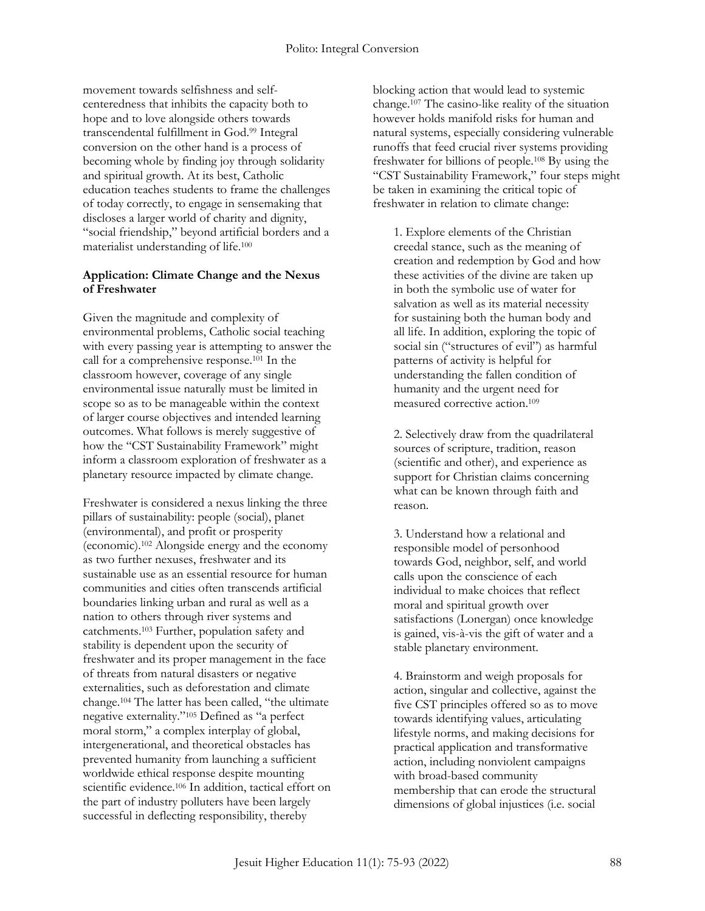movement towards selfishness and self-centeredness that inhibits the capacity both to hope and to love alongside others towards transcendental fulfillment in God.[99] Integral conversion on the other hand is a process of becoming whole by finding joy through solidarity and spiritual growth. At its best, Catholic education teaches students to frame the challenges of today correctly, to engage in sensemaking that discloses a larger world of charity and dignity, "social friendship," beyond artificial borders and a materialist understanding of life.[100]

### Application: Climate Change and the Nexus of Freshwater

Given the magnitude and complexity of environmental problems, Catholic social teaching with every passing year is attempting to answer the call for a comprehensive response.[101] In the classroom however, coverage of any single environmental issue naturally must be limited in scope so as to be manageable within the context of larger course objectives and intended learning outcomes. What follows is merely suggestive of how the "CST Sustainability Framework" might inform a classroom exploration of freshwater as a planetary resource impacted by climate change.

Freshwater is considered a nexus linking the three pillars of sustainability: people (social), planet (environmental), and profit or prosperity (economic).[102] Alongside energy and the economy as two further nexuses, freshwater and its sustainable use as an essential resource for human communities and cities often transcends artificial boundaries linking urban and rural as well as a nation to others through river systems and catchments.[103] Further, population safety and stability is dependent upon the security of freshwater and its proper management in the face of threats from natural disasters or negative externalities, such as deforestation and climate change.[104] The latter has been called, "the ultimate negative externality."[105] Defined as "a perfect moral storm," a complex interplay of global, intergenerational, and theoretical obstacles has prevented humanity from launching a sufficient worldwide ethical response despite mounting scientific evidence.[106] In addition, tactical effort on the part of industry polluters have been largely successful in deflecting responsibility, thereby blocking action that would lead to systemic change.[107] The casino-like reality of the situation however holds manifold risks for human and natural systems, especially considering vulnerable runoffs that feed crucial river systems providing freshwater for billions of people.[108] By using the "CST Sustainability Framework," four steps might be taken in examining the critical topic of freshwater in relation to climate change:

1. Explore elements of the Christian creedal stance, such as the meaning of creation and redemption by God and how these activities of the divine are taken up in both the symbolic use of water for salvation as well as its material necessity for sustaining both the human body and all life. In addition, exploring the topic of social sin ("structures of evil") as harmful patterns of activity is helpful for understanding the fallen condition of humanity and the urgent need for measured corrective action.[109]

2. Selectively draw from the quadrilateral sources of scripture, tradition, reason (scientific and other), and experience as support for Christian claims concerning what can be known through faith and reason.

3. Understand how a relational and responsible model of personhood towards God, neighbor, self, and world calls upon the conscience of each individual to make choices that reflect moral and spiritual growth over satisfactions (Lonergan) once knowledge is gained, vis-à-vis the gift of water and a stable planetary environment.

4. Brainstorm and weigh proposals for action, singular and collective, against the five CST principles offered so as to move towards identifying values, articulating lifestyle norms, and making decisions for practical application and transformative action, including nonviolent campaigns with broad-based community membership that can erode the structural dimensions of global injustices (i.e. social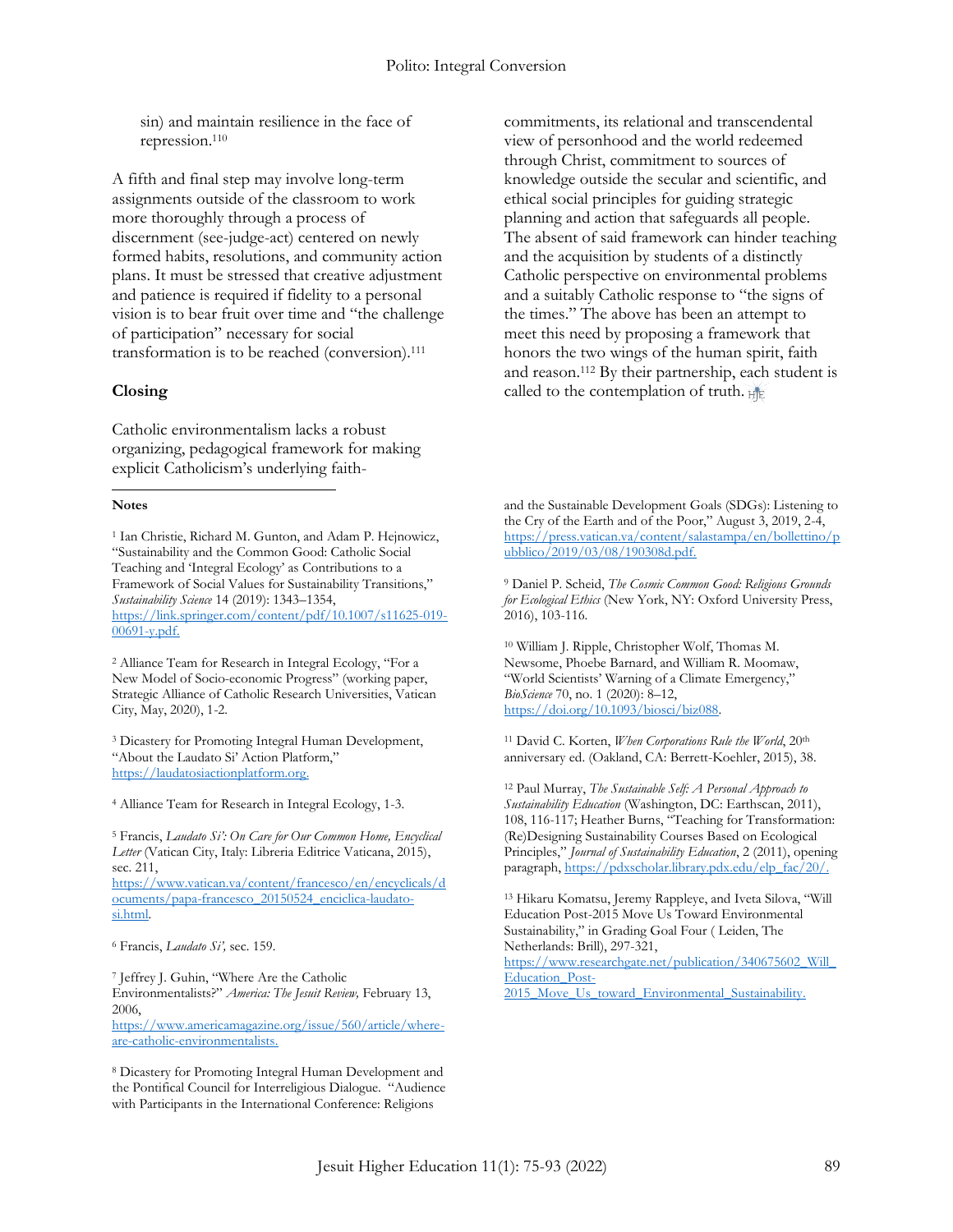sin) and maintain resilience in the face of repression.[110]

A fifth and final step may involve long-term assignments outside of the classroom to work more thoroughly through a process of discernment (see-judge-act) centered on newly formed habits, resolutions, and community action plans. It must be stressed that creative adjustment and patience is required if fidelity to a personal vision is to bear fruit over time and "the challenge of participation" necessary for social transformation is to be reached (conversion).[111]

## Closing

Catholic environmentalism lacks a robust organizing, pedagogical framework for making explicit Catholicism's underlying faith-commitments, its relational and transcendental view of personhood and the world redeemed through Christ, commitment to sources of knowledge outside the secular and scientific, and ethical social principles for guiding strategic planning and action that safeguards all people. The absent of said framework can hinder teaching and the acquisition by students of a distinctly Catholic perspective on environmental problems and a suitably Catholic response to "the signs of the times." The above has been an attempt to meet this need by proposing a framework that honors the two wings of the human spirit, faith and reason.[112] By their partnership, each student is called to the contemplation of truth.

---

**Notes**

[1] Ian Christie, Richard M. Gunton, and Adam P. Hejnowicz, "Sustainability and the Common Good: Catholic Social Teaching and 'Integral Ecology' as Contributions to a Framework of Social Values for Sustainability Transitions," *Sustainability Science* 14 (2019): 1343–1354, https://link.springer.com/content/pdf/10.1007/s11625-019-00691-y.pdf.

[2] Alliance Team for Research in Integral Ecology, "For a New Model of Socio-economic Progress" (working paper, Strategic Alliance of Catholic Research Universities, Vatican City, May, 2020), 1-2.

[3] Dicastery for Promoting Integral Human Development, "About the Laudato Si' Action Platform," https://laudatosiactionplatform.org.

[4] Alliance Team for Research in Integral Ecology, 1-3.

[5] Francis, *Laudato Si': On Care for Our Common Home, Encyclical Letter* (Vatican City, Italy: Libreria Editrice Vaticana, 2015), sec. 211, https://www.vatican.va/content/francesco/en/encyclicals/documents/papa-francesco_20150524_enciclica-laudato-si.html.

[6] Francis, *Laudato Si',* sec. 159.

[7] Jeffrey J. Guhin, "Where Are the Catholic Environmentalists?" *America: The Jesuit Review,* February 13, 2006, https://www.americamagazine.org/issue/560/article/where-are-catholic-environmentalists.

[8] Dicastery for Promoting Integral Human Development and the Pontifical Council for Interreligious Dialogue. "Audience with Participants in the International Conference: Religions and the Sustainable Development Goals (SDGs): Listening to the Cry of the Earth and of the Poor," August 3, 2019, 2-4, https://press.vatican.va/content/salastampa/en/bollettino/pubblico/2019/03/08/190308d.pdf.

[9] Daniel P. Scheid, *The Cosmic Common Good: Religious Grounds for Ecological Ethics* (New York, NY: Oxford University Press, 2016), 103-116.

[10] William J. Ripple, Christopher Wolf, Thomas M. Newsome, Phoebe Barnard, and William R. Moomaw, "World Scientists' Warning of a Climate Emergency," *BioScience* 70, no. 1 (2020): 8–12, https://doi.org/10.1093/biosci/biz088.

[11] David C. Korten, *When Corporations Rule the World*, 20th anniversary ed. (Oakland, CA: Berrett-Koehler, 2015), 38.

[12] Paul Murray, *The Sustainable Self: A Personal Approach to Sustainability Education* (Washington, DC: Earthscan, 2011), 108, 116-117; Heather Burns, "Teaching for Transformation: (Re)Designing Sustainability Courses Based on Ecological Principles," *Journal of Sustainability Education*, 2 (2011), opening paragraph, https://pdxscholar.library.pdx.edu/elp_fac/20/.

[13] Hikaru Komatsu, Jeremy Rappleye, and Iveta Silova, "Will Education Post-2015 Move Us Toward Environmental Sustainability," in Grading Goal Four ( Leiden, The Netherlands: Brill), 297-321, https://www.researchgate.net/publication/340675602_Will_Education_Post-2015_Move_Us_toward_Environmental_Sustainability.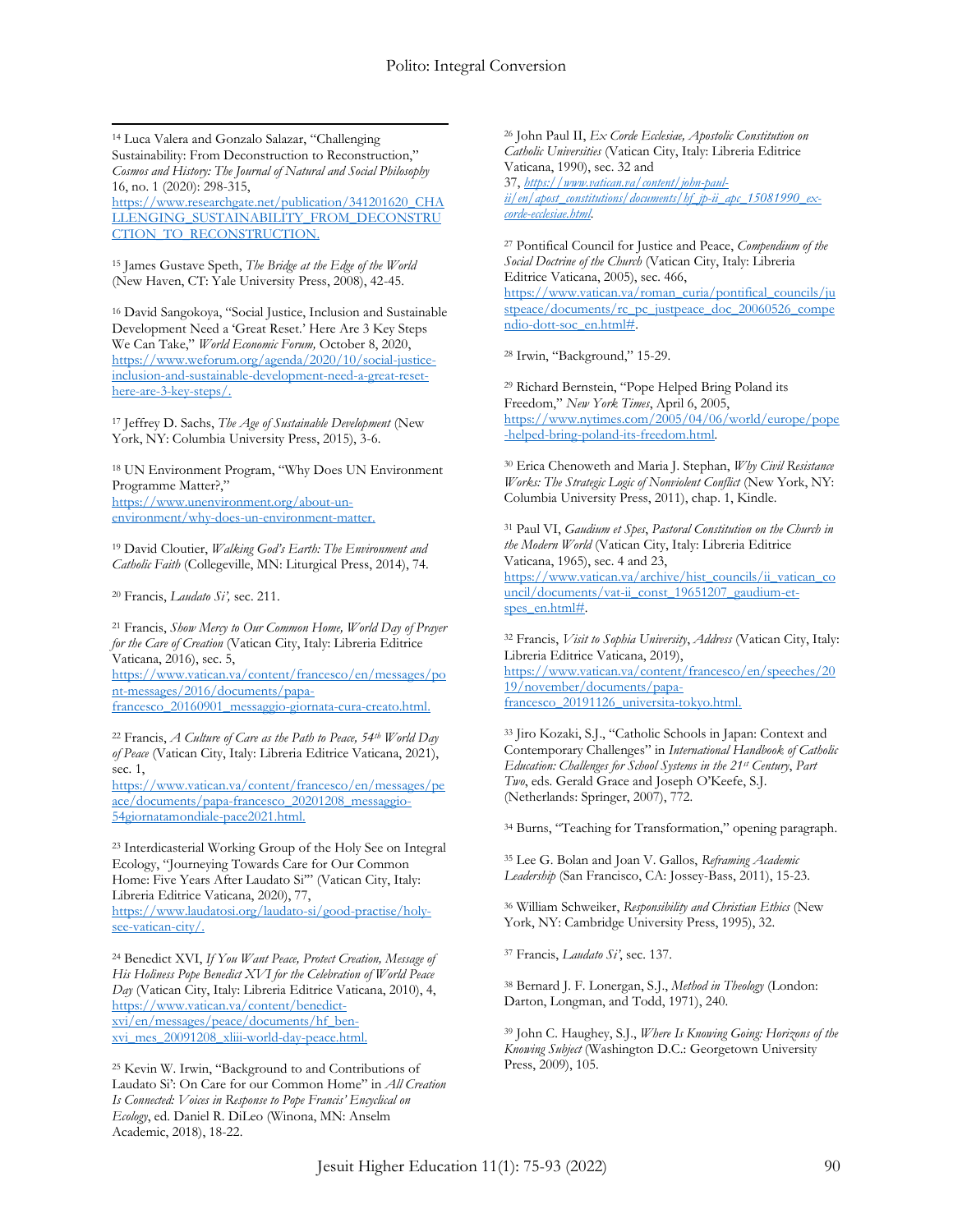[14] Luca Valera and Gonzalo Salazar, "Challenging Sustainability: From Deconstruction to Reconstruction," *Cosmos and History: The Journal of Natural and Social Philosophy* 16, no. 1 (2020): 298-315, https://www.researchgate.net/publication/341201620_CHALLENGING_SUSTAINABILITY_FROM_DECONSTRUCTION_TO_RECONSTRUCTION.

[15] James Gustave Speth, *The Bridge at the Edge of the World* (New Haven, CT: Yale University Press, 2008), 42-45.

[16] David Sangokoya, "Social Justice, Inclusion and Sustainable Development Need a 'Great Reset.' Here Are 3 Key Steps We Can Take," *World Economic Forum,* October 8, 2020, https://www.weforum.org/agenda/2020/10/social-justice-inclusion-and-sustainable-development-need-a-great-reset-here-are-3-key-steps/.

[17] Jeffrey D. Sachs, *The Age of Sustainable Development* (New York, NY: Columbia University Press, 2015), 3-6.

[18] UN Environment Program, "Why Does UN Environment Programme Matter?," https://www.unenvironment.org/about-un-environment/why-does-un-environment-matter.

[19] David Cloutier, *Walking God's Earth: The Environment and Catholic Faith* (Collegeville, MN: Liturgical Press, 2014), 74.

[20] Francis, *Laudato Si',* sec. 211.

[21] Francis, *Show Mercy to Our Common Home, World Day of Prayer for the Care of Creation* (Vatican City, Italy: Libreria Editrice Vaticana, 2016), sec. 5, https://www.vatican.va/content/francesco/en/messages/pont-messages/2016/documents/papa-francesco_20160901_messaggio-giornata-cura-creato.html.

[22] Francis, *A Culture of Care as the Path to Peace, 54th World Day of Peace* (Vatican City, Italy: Libreria Editrice Vaticana, 2021), sec. 1, https://www.vatican.va/content/francesco/en/messages/peace/documents/papa-francesco_20201208_messaggio-54giornatamondiale-pace2021.html.

[23] Interdicasterial Working Group of the Holy See on Integral Ecology, "Journeying Towards Care for Our Common Home: Five Years After Laudato Si'" (Vatican City, Italy: Libreria Editrice Vaticana, 2020), 77, https://www.laudatosi.org/laudato-si/good-practise/holy-see-vatican-city/.

[24] Benedict XVI, *If You Want Peace, Protect Creation, Message of His Holiness Pope Benedict XVI for the Celebration of World Peace Day* (Vatican City, Italy: Libreria Editrice Vaticana, 2010), 4, https://www.vatican.va/content/benedict-xvi/en/messages/peace/documents/hf_ben-xvi_mes_20091208_xliii-world-day-peace.html.

[25] Kevin W. Irwin, "Background to and Contributions of Laudato Si': On Care for our Common Home" in *All Creation Is Connected: Voices in Response to Pope Francis' Encyclical on Ecology*, ed. Daniel R. DiLeo (Winona, MN: Anselm Academic, 2018), 18-22.

[26] John Paul II, *Ex Corde Ecclesiae, Apostolic Constitution on Catholic Universities* (Vatican City, Italy: Libreria Editrice Vaticana, 1990), sec. 32 and 37, *https://www.vatican.va/content/john-paul-ii/en/apost_constitutions/documents/hf_jp-ii_apc_15081990_ex-corde-ecclesiae.html*.

[27] Pontifical Council for Justice and Peace, *Compendium of the Social Doctrine of the Church* (Vatican City, Italy: Libreria Editrice Vaticana, 2005), sec. 466, https://www.vatican.va/roman_curia/pontifical_councils/justpeace/documents/rc_pc_justpeace_doc_20060526_compendio-dott-soc_en.html#.

[28] Irwin, "Background," 15-29.

[29] Richard Bernstein, "Pope Helped Bring Poland its Freedom," *New York Times*, April 6, 2005, https://www.nytimes.com/2005/04/06/world/europe/pope-helped-bring-poland-its-freedom.html.

[30] Erica Chenoweth and Maria J. Stephan, *Why Civil Resistance Works: The Strategic Logic of Nonviolent Conflict* (New York, NY: Columbia University Press, 2011), chap. 1, Kindle.

[31] Paul VI, *Gaudium et Spes*, *Pastoral Constitution on the Church in the Modern World* (Vatican City, Italy: Libreria Editrice Vaticana, 1965), sec. 4 and 23, https://www.vatican.va/archive/hist_councils/ii_vatican_council/documents/vat-ii_const_19651207_gaudium-et-spes_en.html#.

[32] Francis, *Visit to Sophia University*, *Address* (Vatican City, Italy: Libreria Editrice Vaticana, 2019), https://www.vatican.va/content/francesco/en/speeches/2019/november/documents/papa-francesco_20191126_universita-tokyo.html.

[33] Jiro Kozaki, S.J., "Catholic Schools in Japan: Context and Contemporary Challenges" in *International Handbook of Catholic Education: Challenges for School Systems in the 21st Century*, *Part Two*, eds. Gerald Grace and Joseph O'Keefe, S.J. (Netherlands: Springer, 2007), 772.

[34] Burns, "Teaching for Transformation," opening paragraph.

[35] Lee G. Bolan and Joan V. Gallos, *Reframing Academic Leadership* (San Francisco, CA: Jossey-Bass, 2011), 15-23.

[36] William Schweiker, *Responsibility and Christian Ethics* (New York, NY: Cambridge University Press, 1995), 32.

[37] Francis, *Laudato Si'*, sec. 137.

[38] Bernard J. F. Lonergan, S.J., *Method in Theology* (London: Darton, Longman, and Todd, 1971), 240.

[39] John C. Haughey, S.J., *Where Is Knowing Going: Horizons of the Knowing Subject* (Washington D.C.: Georgetown University Press, 2009), 105.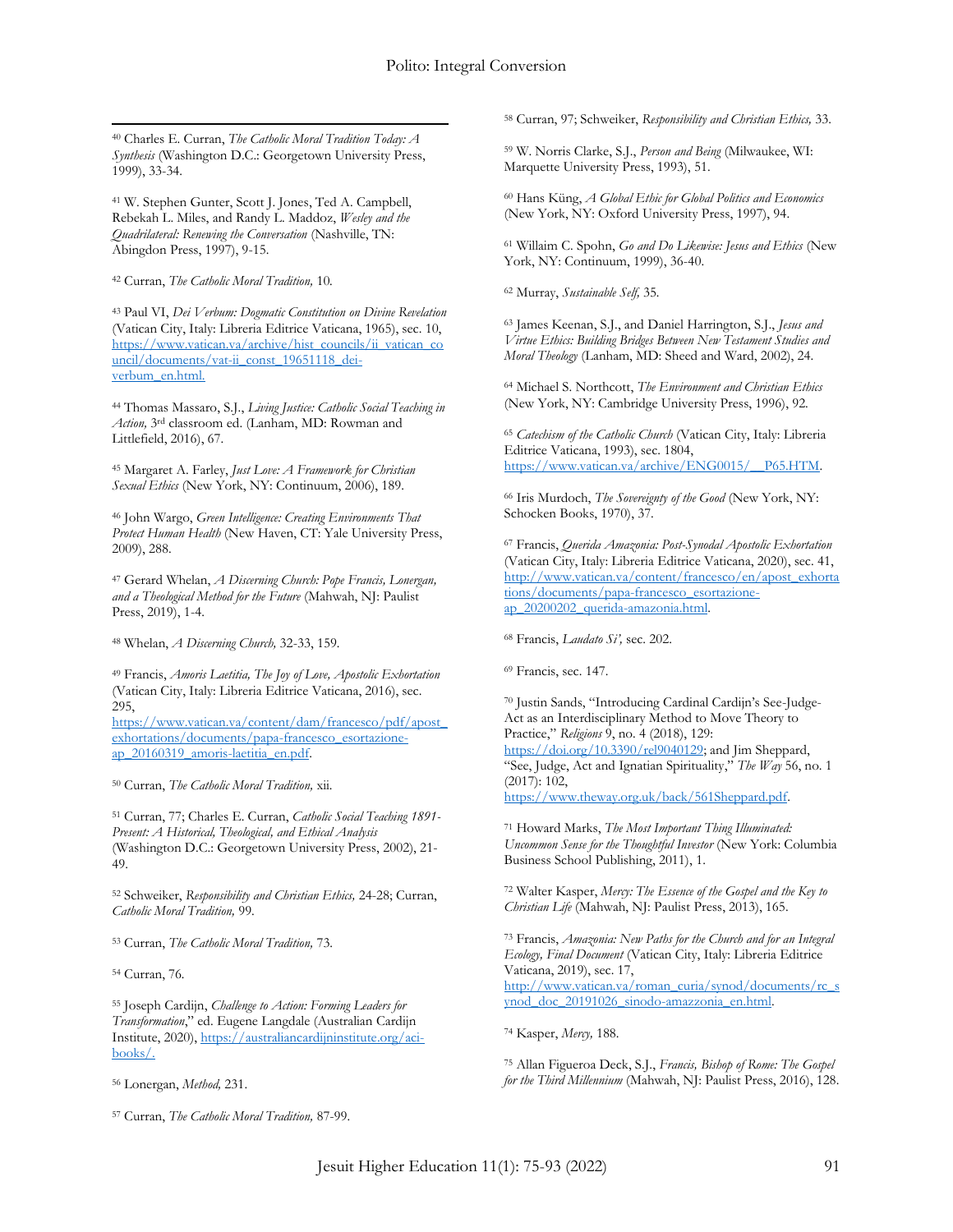[40] Charles E. Curran, *The Catholic Moral Tradition Today: A Synthesis* (Washington D.C.: Georgetown University Press, 1999), 33-34.

[41] W. Stephen Gunter, Scott J. Jones, Ted A. Campbell, Rebekah L. Miles, and Randy L. Maddoz, *Wesley and the Quadrilateral: Renewing the Conversation* (Nashville, TN: Abingdon Press, 1997), 9-15.

[42] Curran, *The Catholic Moral Tradition,* 10.

[43] Paul VI, *Dei Verbum: Dogmatic Constitution on Divine Revelation* (Vatican City, Italy: Libreria Editrice Vaticana, 1965), sec. 10, https://www.vatican.va/archive/hist_councils/ii_vatican_council/documents/vat-ii_const_19651118_dei-verbum_en.html.

[44] Thomas Massaro, S.J., *Living Justice: Catholic Social Teaching in Action,* 3rd classroom ed. (Lanham, MD: Rowman and Littlefield, 2016), 67.

[45] Margaret A. Farley, *Just Love: A Framework for Christian Sexual Ethics* (New York, NY: Continuum, 2006), 189.

[46] John Wargo, *Green Intelligence: Creating Environments That Protect Human Health* (New Haven, CT: Yale University Press, 2009), 288.

[47] Gerard Whelan, *A Discerning Church: Pope Francis, Lonergan, and a Theological Method for the Future* (Mahwah, NJ: Paulist Press, 2019), 1-4.

[48] Whelan, *A Discerning Church,* 32-33, 159.

[49] Francis, *Amoris Laetitia, The Joy of Love, Apostolic Exhortation* (Vatican City, Italy: Libreria Editrice Vaticana, 2016), sec. 295, https://www.vatican.va/content/dam/francesco/pdf/apost_exhortations/documents/papa-francesco_esortazione-ap_20160319_amoris-laetitia_en.pdf.

[50] Curran, *The Catholic Moral Tradition,* xii.

[51] Curran, 77; Charles E. Curran, *Catholic Social Teaching 1891-Present: A Historical, Theological, and Ethical Analysis* (Washington D.C.: Georgetown University Press, 2002), 21-49.

[52] Schweiker, *Responsibility and Christian Ethics,* 24-28; Curran, *Catholic Moral Tradition,* 99.

[53] Curran, *The Catholic Moral Tradition,* 73.

[54] Curran, 76.

[55] Joseph Cardijn, *Challenge to Action: Forming Leaders for Transformation*," ed. Eugene Langdale (Australian Cardijn Institute, 2020), https://australiancardijninstitute.org/aci-books/.

[56] Lonergan, *Method,* 231.

[57] Curran, *The Catholic Moral Tradition,* 87-99.

[58] Curran, 97; Schweiker, *Responsibility and Christian Ethics,* 33.

[59] W. Norris Clarke, S.J., *Person and Being* (Milwaukee, WI: Marquette University Press, 1993), 51.

[60] Hans Küng, *A Global Ethic for Global Politics and Economics* (New York, NY: Oxford University Press, 1997), 94.

[61] Willaim C. Spohn, *Go and Do Likewise: Jesus and Ethics* (New York, NY: Continuum, 1999), 36-40.

[62] Murray, *Sustainable Self,* 35.

[63] James Keenan, S.J., and Daniel Harrington, S.J., *Jesus and Virtue Ethics: Building Bridges Between New Testament Studies and Moral Theology* (Lanham, MD: Sheed and Ward, 2002), 24.

[64] Michael S. Northcott, *The Environment and Christian Ethics* (New York, NY: Cambridge University Press, 1996), 92.

[65] *Catechism of the Catholic Church* (Vatican City, Italy: Libreria Editrice Vaticana, 1993), sec. 1804, https://www.vatican.va/archive/ENG0015/__P65.HTM.

[66] Iris Murdoch, *The Sovereignty of the Good* (New York, NY: Schocken Books, 1970), 37.

[67] Francis, *Querida Amazonia: Post-Synodal Apostolic Exhortation* (Vatican City, Italy: Libreria Editrice Vaticana, 2020), sec. 41, http://www.vatican.va/content/francesco/en/apost_exhortations/documents/papa-francesco_esortazione-ap_20200202_querida-amazonia.html.

[68] Francis, *Laudato Si',* sec. 202.

[69] Francis, sec. 147.

[70] Justin Sands, "Introducing Cardinal Cardijn's See-Judge-Act as an Interdisciplinary Method to Move Theory to Practice," *Religions* 9, no. 4 (2018), 129: https://doi.org/10.3390/rel9040129; and Jim Sheppard, "See, Judge, Act and Ignatian Spirituality," *The Way* 56, no. 1 (2017): 102, https://www.theway.org.uk/back/561Sheppard.pdf.

[71] Howard Marks, *The Most Important Thing Illuminated: Uncommon Sense for the Thoughtful Investor* (New York: Columbia Business School Publishing, 2011), 1.

[72] Walter Kasper, *Mercy: The Essence of the Gospel and the Key to Christian Life* (Mahwah, NJ: Paulist Press, 2013), 165.

[73] Francis, *Amazonia: New Paths for the Church and for an Integral Ecology, Final Document* (Vatican City, Italy: Libreria Editrice Vaticana, 2019), sec. 17, http://www.vatican.va/roman_curia/synod/documents/rc_synod_doc_20191026_sinodo-amazzonia_en.html.

[74] Kasper, *Mercy,* 188.

[75] Allan Figueroa Deck, S.J., *Francis, Bishop of Rome: The Gospel for the Third Millennium* (Mahwah, NJ: Paulist Press, 2016), 128.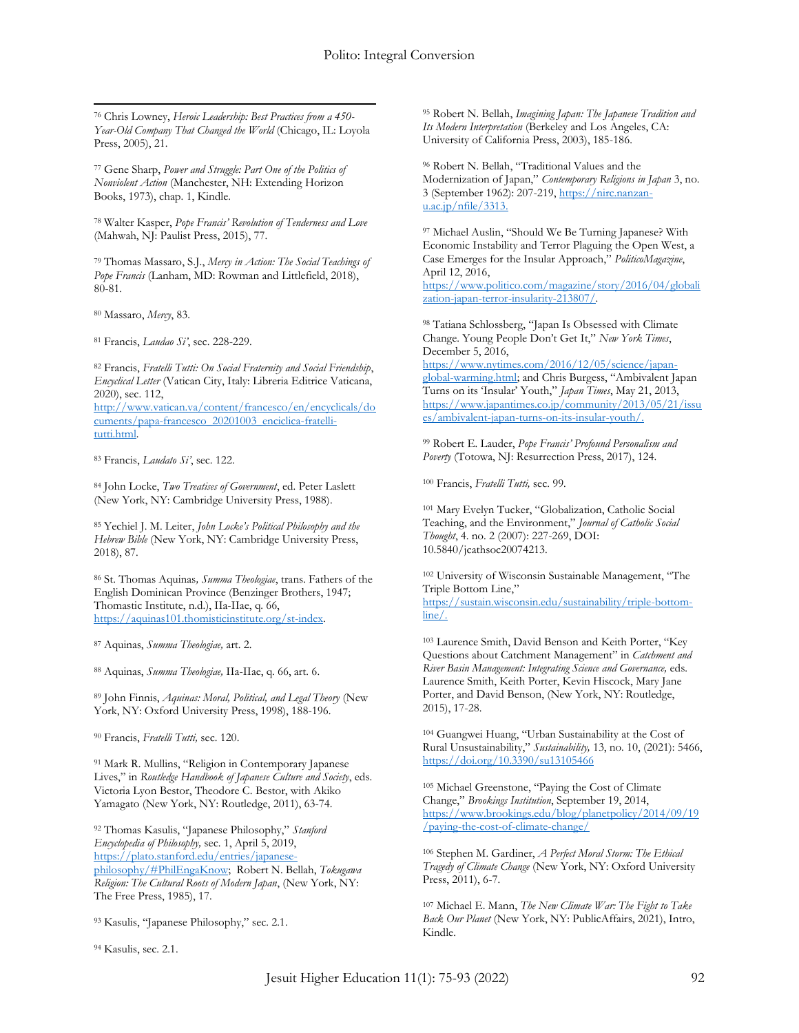[76] Chris Lowney, *Heroic Leadership: Best Practices from a 450-Year-Old Company That Changed the World* (Chicago, IL: Loyola Press, 2005), 21.

[77] Gene Sharp, *Power and Struggle: Part One of the Politics of Nonviolent Action* (Manchester, NH: Extending Horizon Books, 1973), chap. 1, Kindle.

[78] Walter Kasper, *Pope Francis' Revolution of Tenderness and Love* (Mahwah, NJ: Paulist Press, 2015), 77.

[79] Thomas Massaro, S.J., *Mercy in Action: The Social Teachings of Pope Francis* (Lanham, MD: Rowman and Littlefield, 2018), 80-81.

[80] Massaro, *Mercy*, 83.

[81] Francis, *Laudao Si'*, sec. 228-229.

[82] Francis, *Fratelli Tutti: On Social Fraternity and Social Friendship*, *Encyclical Letter* (Vatican City, Italy: Libreria Editrice Vaticana, 2020), sec. 112, http://www.vatican.va/content/francesco/en/encyclicals/documents/papa-francesco_20201003_enciclica-fratelli-tutti.html.

[83] Francis, *Laudato Si'*, sec. 122.

[84] John Locke, *Two Treatises of Government*, ed. Peter Laslett (New York, NY: Cambridge University Press, 1988).

[85] Yechiel J. M. Leiter, *John Locke's Political Philosophy and the Hebrew Bible* (New York, NY: Cambridge University Press, 2018), 87.

[86] St. Thomas Aquinas*, Summa Theologiae*, trans. Fathers of the English Dominican Province (Benzinger Brothers, 1947; Thomastic Institute, n.d.), IIa-IIae, q. 66, https://aquinas101.thomisticinstitute.org/st-index.

[87] Aquinas, *Summa Theologiae,* art. 2.

[88] Aquinas, *Summa Theologiae,* IIa-IIae, q. 66, art. 6.

[89] John Finnis, *Aquinas: Moral, Political, and Legal Theory* (New York, NY: Oxford University Press, 1998), 188-196.

[90] Francis, *Fratelli Tutti,* sec. 120.

[91] Mark R. Mullins, "Religion in Contemporary Japanese Lives," in *Routledge Handbook of Japanese Culture and Society*, eds. Victoria Lyon Bestor, Theodore C. Bestor, with Akiko Yamagato (New York, NY: Routledge, 2011), 63-74.

[92] Thomas Kasulis, "Japanese Philosophy," *Stanford Encyclopedia of Philosophy,* sec. 1, April 5, 2019, https://plato.stanford.edu/entries/japanese-philosophy/#PhilEngaKnow; Robert N. Bellah, *Tokugawa Religion: The Cultural Roots of Modern Japan*, (New York, NY: The Free Press, 1985), 17.

[93] Kasulis, "Japanese Philosophy," sec. 2.1.

[94] Kasulis, sec. 2.1.

[95] Robert N. Bellah, *Imagining Japan: The Japanese Tradition and Its Modern Interpretation* (Berkeley and Los Angeles, CA: University of California Press, 2003), 185-186.

[96] Robert N. Bellah, "Traditional Values and the Modernization of Japan," *Contemporary Religions in Japan* 3, no. 3 (September 1962): 207-219, https://nirc.nanzan-u.ac.jp/nfile/3313.

[97] Michael Auslin, "Should We Be Turning Japanese? With Economic Instability and Terror Plaguing the Open West, a Case Emerges for the Insular Approach," *PoliticoMagazine*, April 12, 2016, https://www.politico.com/magazine/story/2016/04/globalization-japan-terror-insularity-213807/.

[98] Tatiana Schlossberg, "Japan Is Obsessed with Climate Change. Young People Don't Get It," *New York Times*, December 5, 2016, https://www.nytimes.com/2016/12/05/science/japan-global-warming.html; and Chris Burgess, "Ambivalent Japan Turns on its 'Insular' Youth," *Japan Times*, May 21, 2013, https://www.japantimes.co.jp/community/2013/05/21/issues/ambivalent-japan-turns-on-its-insular-youth/.

[99] Robert E. Lauder, *Pope Francis' Profound Personalism and Poverty* (Totowa, NJ: Resurrection Press, 2017), 124.

[100] Francis, *Fratelli Tutti,* sec. 99.

[101] Mary Evelyn Tucker, "Globalization, Catholic Social Teaching, and the Environment," *Journal of Catholic Social Thought*, 4. no. 2 (2007): 227-269, DOI: 10.5840/jcathsoc20074213.

[102] University of Wisconsin Sustainable Management, "The Triple Bottom Line," https://sustain.wisconsin.edu/sustainability/triple-bottom-line/.

[103] Laurence Smith, David Benson and Keith Porter, "Key Questions about Catchment Management" in *Catchment and River Basin Management: Integrating Science and Governance,* eds. Laurence Smith, Keith Porter, Kevin Hiscock, Mary Jane Porter, and David Benson, (New York, NY: Routledge, 2015), 17-28.

[104] Guangwei Huang, "Urban Sustainability at the Cost of Rural Unsustainability," *Sustainability,* 13, no. 10, (2021): 5466, https://doi.org/10.3390/su13105466

[105] Michael Greenstone, "Paying the Cost of Climate Change," *Brookings Institution*, September 19, 2014, https://www.brookings.edu/blog/planetpolicy/2014/09/19/paying-the-cost-of-climate-change/

[106] Stephen M. Gardiner, *A Perfect Moral Storm: The Ethical Tragedy of Climate Change* (New York, NY: Oxford University Press, 2011), 6-7.

[107] Michael E. Mann, *The New Climate War: The Fight to Take Back Our Planet* (New York, NY: PublicAffairs, 2021), Intro, Kindle.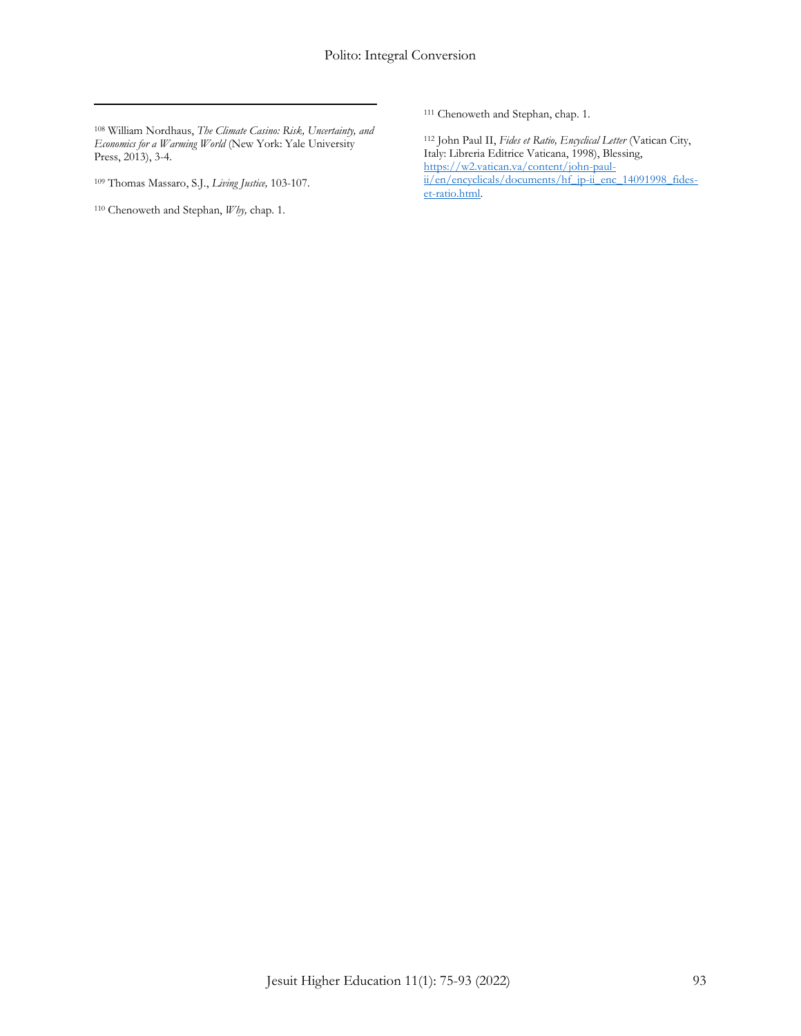[108] William Nordhaus, *The Climate Casino: Risk, Uncertainty, and Economics for a Warming World* (New York: Yale University Press, 2013), 3-4.

[109] Thomas Massaro, S.J., *Living Justice,* 103-107.

[110] Chenoweth and Stephan, *Why,* chap. 1.

[111] Chenoweth and Stephan, chap. 1.

[112] John Paul II, *Fides et Ratio, Encyclical Letter* (Vatican City, Italy: Libreria Editrice Vaticana, 1998), Blessing, https://w2.vatican.va/content/john-paul-ii/en/encyclicals/documents/hf_jp-ii_enc_14091998_fides-et-ratio.html.